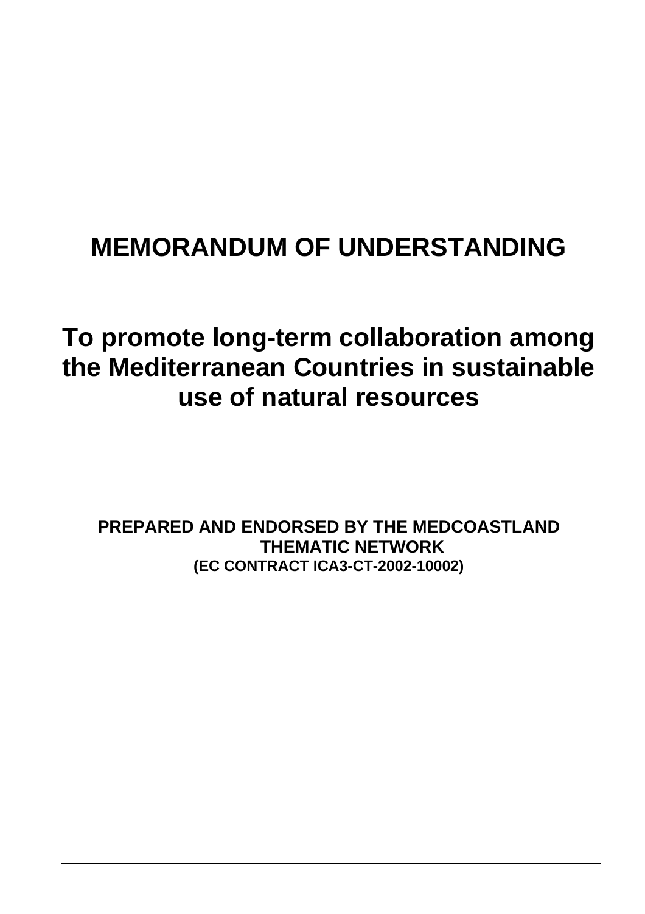# MEMORANDUM OF UNDERSTANDING

## To promote long-term collaboration among the Mediterranean Countries in sustainable use of natural resources

**PREPARED AND ENDORSED BY THE MEDCOASTLAND THEMATIC NETWORK**
**(EC CONTRACT ICA3-CT-2002-10002)**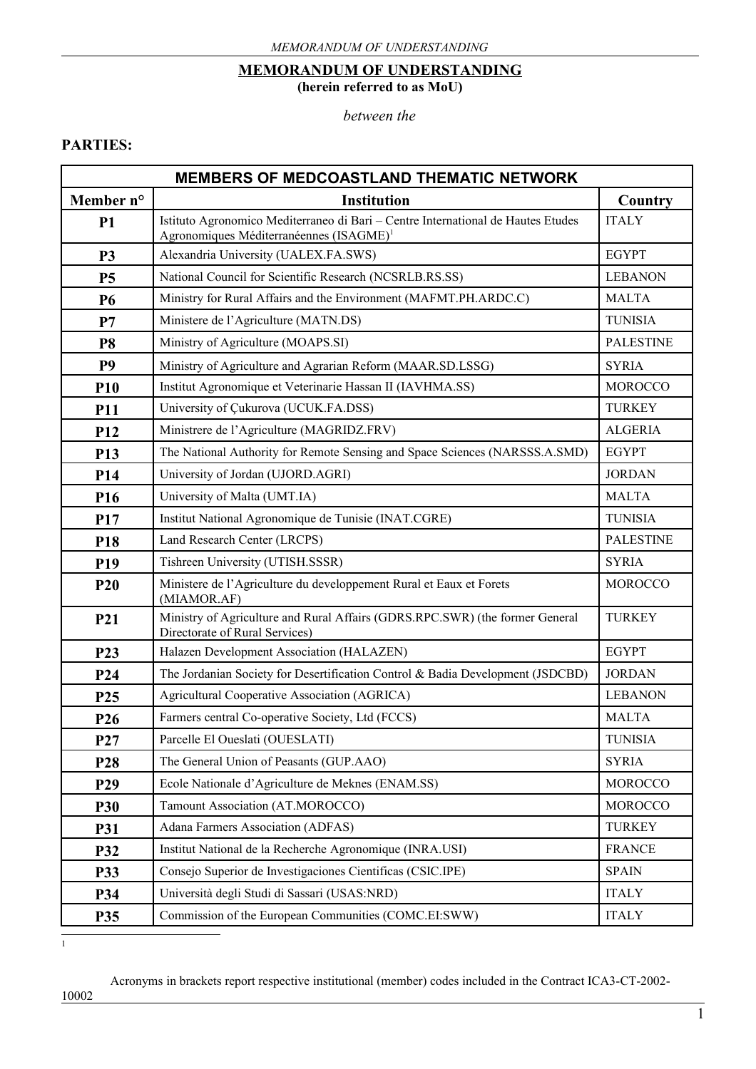# MEMORANDUM OF UNDERSTANDING

**(herein referred to as MoU)**

*between the*

**PARTIES:**

| MEMBERS OF MEDCOASTLAND THEMATIC NETWORK | | |
|---|---|---|
| **Member n°** | **Institution** | **Country** |
| **P1** | Istituto Agronomico Mediterraneo di Bari – Centre International de Hautes Etudes Agronomiques Méditerranéennes (ISAGME)[1] | ITALY |
| **P3** | Alexandria University (UALEX.FA.SWS) | EGYPT |
| **P5** | National Council for Scientific Research (NCSRLB.RS.SS) | LEBANON |
| **P6** | Ministry for Rural Affairs and the Environment (MAFMT.PH.ARDC.C) | MALTA |
| **P7** | Ministere de l'Agriculture (MATN.DS) | TUNISIA |
| **P8** | Ministry of Agriculture (MOAPS.SI) | PALESTINE |
| **P9** | Ministry of Agriculture and Agrarian Reform (MAAR.SD.LSSG) | SYRIA |
| **P10** | Institut Agronomique et Veterinarie Hassan II (IAVHMA.SS) | MOROCCO |
| **P11** | University of Çukurova (UCUK.FA.DSS) | TURKEY |
| **P12** | Ministrere de l'Agriculture (MAGRIDZ.FRV) | ALGERIA |
| **P13** | The National Authority for Remote Sensing and Space Sciences (NARSSS.A.SMD) | EGYPT |
| **P14** | University of Jordan (UJORD.AGRI) | JORDAN |
| **P16** | University of Malta (UMT.IA) | MALTA |
| **P17** | Institut National Agronomique de Tunisie (INAT.CGRE) | TUNISIA |
| **P18** | Land Research Center (LRCPS) | PALESTINE |
| **P19** | Tishreen University (UTISH.SSSR) | SYRIA |
| **P20** | Ministere de l'Agriculture du developpement Rural et Eaux et Forets (MIAMOR.AF) | MOROCCO |
| **P21** | Ministry of Agriculture and Rural Affairs (GDRS.RPC.SWR) (the former General Directorate of Rural Services) | TURKEY |
| **P23** | Halazen Development Association (HALAZEN) | EGYPT |
| **P24** | The Jordanian Society for Desertification Control & Badia Development (JSDCBD) | JORDAN |
| **P25** | Agricultural Cooperative Association (AGRICA) | LEBANON |
| **P26** | Farmers central Co-operative Society, Ltd (FCCS) | MALTA |
| **P27** | Parcelle El Oueslati (OUESLATI) | TUNISIA |
| **P28** | The General Union of Peasants (GUP.AAO) | SYRIA |
| **P29** | Ecole Nationale d'Agriculture de Meknes (ENAM.SS) | MOROCCO |
| **P30** | Tamount Association (AT.MOROCCO) | MOROCCO |
| **P31** | Adana Farmers Association (ADFAS) | TURKEY |
| **P32** | Institut National de la Recherche Agronomique (INRA.USI) | FRANCE |
| **P33** | Consejo Superior de Investigaciones Cientificas (CSIC.IPE) | SPAIN |
| **P34** | Università degli Studi di Sassari (USAS:NRD) | ITALY |
| **P35** | Commission of the European Communities (COMC.EI:SWW) | ITALY |

[1] Acronyms in brackets report respective institutional (member) codes included in the Contract ICA3-CT-2002-10002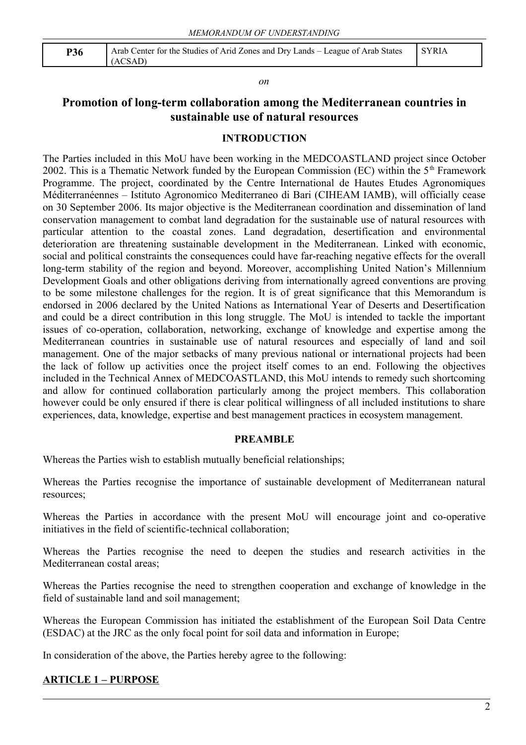| P36 | Arab Center for the Studies of Arid Zones and Dry Lands – League of Arab States (ACSAD) | SYRIA |
|---|---|---|

*on*

## Promotion of long-term collaboration among the Mediterranean countries in sustainable use of natural resources

### INTRODUCTION

The Parties included in this MoU have been working in the MEDCOASTLAND project since October 2002. This is a Thematic Network funded by the European Commission (EC) within the 5th Framework Programme. The project, coordinated by the Centre International de Hautes Etudes Agronomiques Méditerranéennes – Istituto Agronomico Mediterraneo di Bari (CIHEAM IAMB), will officially cease on 30 September 2006. Its major objective is the Mediterranean coordination and dissemination of land conservation management to combat land degradation for the sustainable use of natural resources with particular attention to the coastal zones. Land degradation, desertification and environmental deterioration are threatening sustainable development in the Mediterranean. Linked with economic, social and political constraints the consequences could have far-reaching negative effects for the overall long-term stability of the region and beyond. Moreover, accomplishing United Nation's Millennium Development Goals and other obligations deriving from internationally agreed conventions are proving to be some milestone challenges for the region. It is of great significance that this Memorandum is endorsed in 2006 declared by the United Nations as International Year of Deserts and Desertification and could be a direct contribution in this long struggle. The MoU is intended to tackle the important issues of co-operation, collaboration, networking, exchange of knowledge and expertise among the Mediterranean countries in sustainable use of natural resources and especially of land and soil management. One of the major setbacks of many previous national or international projects had been the lack of follow up activities once the project itself comes to an end. Following the objectives included in the Technical Annex of MEDCOASTLAND, this MoU intends to remedy such shortcoming and allow for continued collaboration particularly among the project members. This collaboration however could be only ensured if there is clear political willingness of all included institutions to share experiences, data, knowledge, expertise and best management practices in ecosystem management.

### PREAMBLE

Whereas the Parties wish to establish mutually beneficial relationships;

Whereas the Parties recognise the importance of sustainable development of Mediterranean natural resources;

Whereas the Parties in accordance with the present MoU will encourage joint and co-operative initiatives in the field of scientific-technical collaboration;

Whereas the Parties recognise the need to deepen the studies and research activities in the Mediterranean costal areas;

Whereas the Parties recognise the need to strengthen cooperation and exchange of knowledge in the field of sustainable land and soil management;

Whereas the European Commission has initiated the establishment of the European Soil Data Centre (ESDAC) at the JRC as the only focal point for soil data and information in Europe;

In consideration of the above, the Parties hereby agree to the following:

### ARTICLE 1 – PURPOSE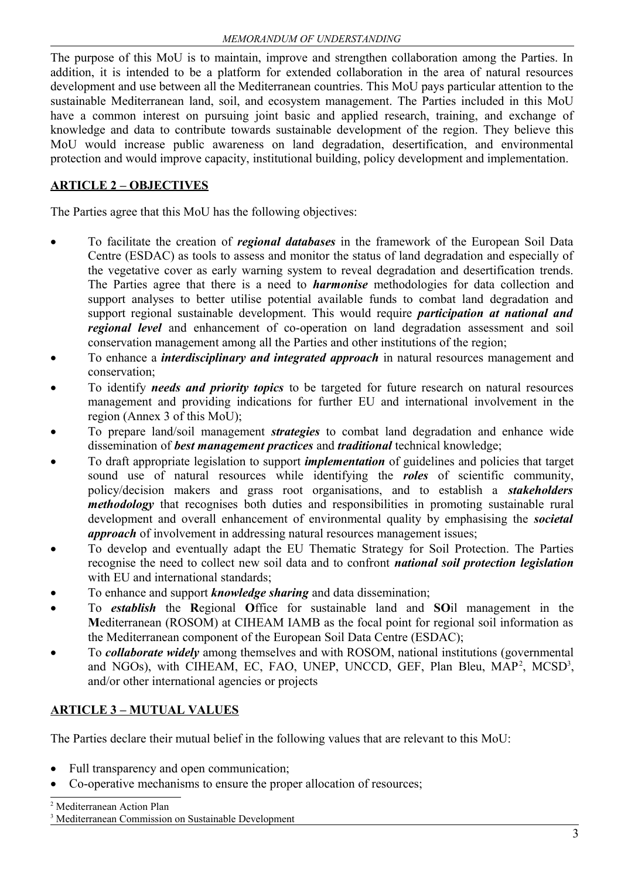The purpose of this MoU is to maintain, improve and strengthen collaboration among the Parties. In addition, it is intended to be a platform for extended collaboration in the area of natural resources development and use between all the Mediterranean countries. This MoU pays particular attention to the sustainable Mediterranean land, soil, and ecosystem management. The Parties included in this MoU have a common interest on pursuing joint basic and applied research, training, and exchange of knowledge and data to contribute towards sustainable development of the region. They believe this MoU would increase public awareness on land degradation, desertification, and environmental protection and would improve capacity, institutional building, policy development and implementation.

## ARTICLE 2 – OBJECTIVES

The Parties agree that this MoU has the following objectives:

- To facilitate the creation of ***regional databases*** in the framework of the European Soil Data Centre (ESDAC) as tools to assess and monitor the status of land degradation and especially of the vegetative cover as early warning system to reveal degradation and desertification trends. The Parties agree that there is a need to ***harmonise*** methodologies for data collection and support analyses to better utilise potential available funds to combat land degradation and support regional sustainable development. This would require ***participation at national and regional level*** and enhancement of co-operation on land degradation assessment and soil conservation management among all the Parties and other institutions of the region;
- To enhance a ***interdisciplinary and integrated approach*** in natural resources management and conservation;
- To identify ***needs and priority topics*** to be targeted for future research on natural resources management and providing indications for further EU and international involvement in the region (Annex 3 of this MoU);
- To prepare land/soil management ***strategies*** to combat land degradation and enhance wide dissemination of ***best management practices*** and ***traditional*** technical knowledge;
- To draft appropriate legislation to support ***implementation*** of guidelines and policies that target sound use of natural resources while identifying the ***roles*** of scientific community, policy/decision makers and grass root organisations, and to establish a ***stakeholders methodology*** that recognises both duties and responsibilities in promoting sustainable rural development and overall enhancement of environmental quality by emphasising the ***societal approach*** of involvement in addressing natural resources management issues;
- To develop and eventually adapt the EU Thematic Strategy for Soil Protection. The Parties recognise the need to collect new soil data and to confront ***national soil protection legislation*** with EU and international standards;
- To enhance and support ***knowledge sharing*** and data dissemination;
- To ***establish*** the **R**egional **O**ffice for sustainable land and **SO**il management in the **M**editerranean (ROSOM) at CIHEAM IAMB as the focal point for regional soil information as the Mediterranean component of the European Soil Data Centre (ESDAC);
- To ***collaborate widely*** among themselves and with ROSOM, national institutions (governmental and NGOs), with CIHEAM, EC, FAO, UNEP, UNCCD, GEF, Plan Bleu, MAP[2], MCSD[3], and/or other international agencies or projects

## ARTICLE 3 – MUTUAL VALUES

The Parties declare their mutual belief in the following values that are relevant to this MoU:

- Full transparency and open communication;
- Co-operative mechanisms to ensure the proper allocation of resources;

[2] Mediterranean Action Plan

[3] Mediterranean Commission on Sustainable Development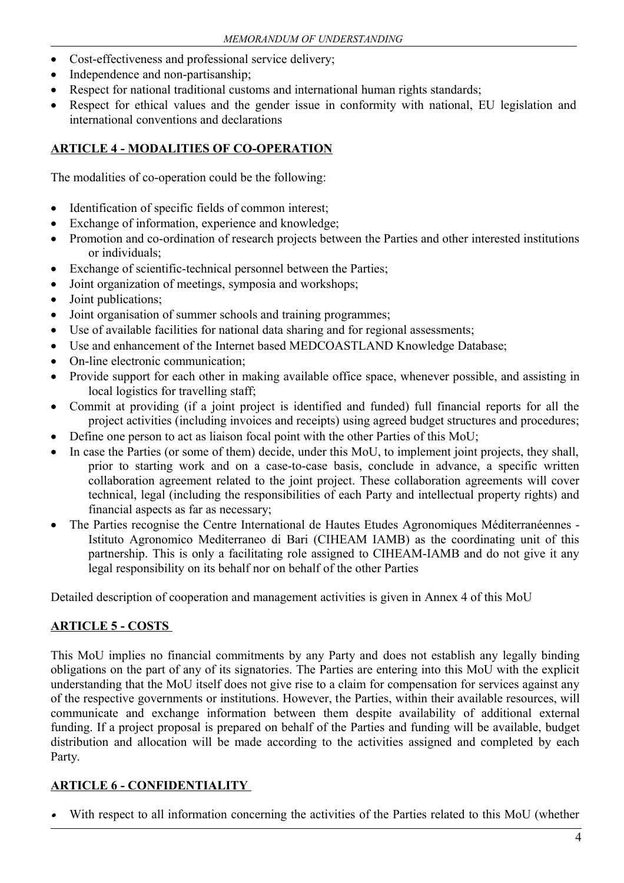- Cost-effectiveness and professional service delivery;
- Independence and non-partisanship;
- Respect for national traditional customs and international human rights standards;
- Respect for ethical values and the gender issue in conformity with national, EU legislation and international conventions and declarations

## ARTICLE 4 - MODALITIES OF CO-OPERATION

The modalities of co-operation could be the following:

- Identification of specific fields of common interest;
- Exchange of information, experience and knowledge;
- Promotion and co-ordination of research projects between the Parties and other interested institutions or individuals;
- Exchange of scientific-technical personnel between the Parties;
- Joint organization of meetings, symposia and workshops;
- Joint publications;
- Joint organisation of summer schools and training programmes;
- Use of available facilities for national data sharing and for regional assessments;
- Use and enhancement of the Internet based MEDCOASTLAND Knowledge Database;
- On-line electronic communication;
- Provide support for each other in making available office space, whenever possible, and assisting in local logistics for travelling staff;
- Commit at providing (if a joint project is identified and funded) full financial reports for all the project activities (including invoices and receipts) using agreed budget structures and procedures;
- Define one person to act as liaison focal point with the other Parties of this MoU;
- In case the Parties (or some of them) decide, under this MoU, to implement joint projects, they shall, prior to starting work and on a case-to-case basis, conclude in advance, a specific written collaboration agreement related to the joint project. These collaboration agreements will cover technical, legal (including the responsibilities of each Party and intellectual property rights) and financial aspects as far as necessary;
- The Parties recognise the Centre International de Hautes Etudes Agronomiques Méditerranéennes - Istituto Agronomico Mediterraneo di Bari (CIHEAM IAMB) as the coordinating unit of this partnership. This is only a facilitating role assigned to CIHEAM-IAMB and do not give it any legal responsibility on its behalf nor on behalf of the other Parties

Detailed description of cooperation and management activities is given in Annex 4 of this MoU

## ARTICLE 5 - COSTS

This MoU implies no financial commitments by any Party and does not establish any legally binding obligations on the part of any of its signatories. The Parties are entering into this MoU with the explicit understanding that the MoU itself does not give rise to a claim for compensation for services against any of the respective governments or institutions. However, the Parties, within their available resources, will communicate and exchange information between them despite availability of additional external funding. If a project proposal is prepared on behalf of the Parties and funding will be available, budget distribution and allocation will be made according to the activities assigned and completed by each Party.

## ARTICLE 6 - CONFIDENTIALITY

- With respect to all information concerning the activities of the Parties related to this MoU (whether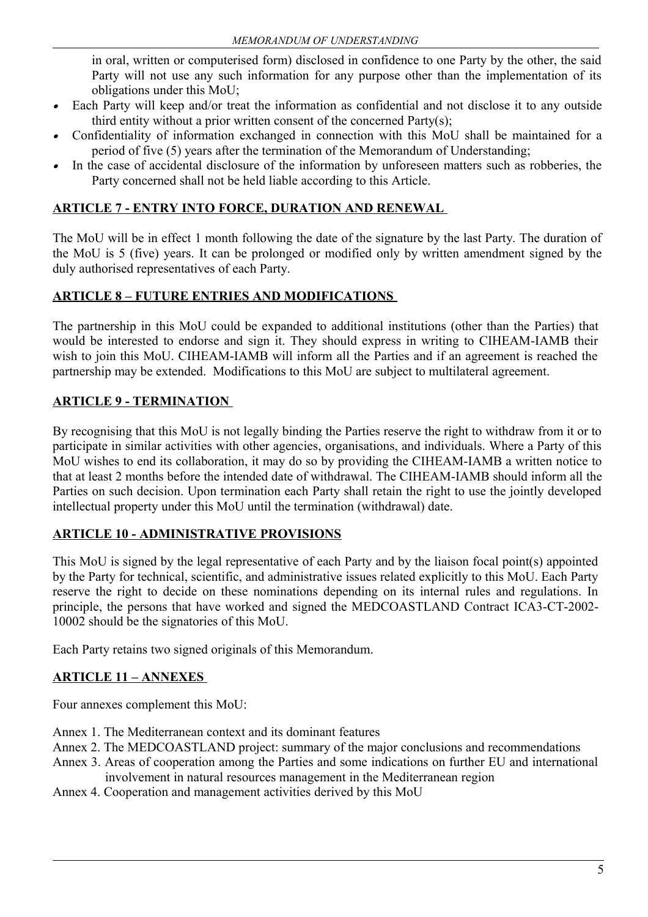in oral, written or computerised form) disclosed in confidence to one Party by the other, the said Party will not use any such information for any purpose other than the implementation of its obligations under this MoU;

- Each Party will keep and/or treat the information as confidential and not disclose it to any outside third entity without a prior written consent of the concerned Party(s);
- Confidentiality of information exchanged in connection with this MoU shall be maintained for a period of five (5) years after the termination of the Memorandum of Understanding;
- In the case of accidental disclosure of the information by unforeseen matters such as robberies, the Party concerned shall not be held liable according to this Article.

## ARTICLE 7 - ENTRY INTO FORCE, DURATION AND RENEWAL

The MoU will be in effect 1 month following the date of the signature by the last Party. The duration of the MoU is 5 (five) years. It can be prolonged or modified only by written amendment signed by the duly authorised representatives of each Party.

## ARTICLE 8 – FUTURE ENTRIES AND MODIFICATIONS

The partnership in this MoU could be expanded to additional institutions (other than the Parties) that would be interested to endorse and sign it. They should express in writing to CIHEAM-IAMB their wish to join this MoU. CIHEAM-IAMB will inform all the Parties and if an agreement is reached the partnership may be extended. Modifications to this MoU are subject to multilateral agreement.

## ARTICLE 9 - TERMINATION

By recognising that this MoU is not legally binding the Parties reserve the right to withdraw from it or to participate in similar activities with other agencies, organisations, and individuals. Where a Party of this MoU wishes to end its collaboration, it may do so by providing the CIHEAM-IAMB a written notice to that at least 2 months before the intended date of withdrawal. The CIHEAM-IAMB should inform all the Parties on such decision. Upon termination each Party shall retain the right to use the jointly developed intellectual property under this MoU until the termination (withdrawal) date.

## ARTICLE 10 - ADMINISTRATIVE PROVISIONS

This MoU is signed by the legal representative of each Party and by the liaison focal point(s) appointed by the Party for technical, scientific, and administrative issues related explicitly to this MoU. Each Party reserve the right to decide on these nominations depending on its internal rules and regulations. In principle, the persons that have worked and signed the MEDCOASTLAND Contract ICA3-CT-2002-10002 should be the signatories of this MoU.

Each Party retains two signed originals of this Memorandum.

## ARTICLE 11 – ANNEXES

Four annexes complement this MoU:

Annex 1. The Mediterranean context and its dominant features
Annex 2. The MEDCOASTLAND project: summary of the major conclusions and recommendations
Annex 3. Areas of cooperation among the Parties and some indications on further EU and international involvement in natural resources management in the Mediterranean region
Annex 4. Cooperation and management activities derived by this MoU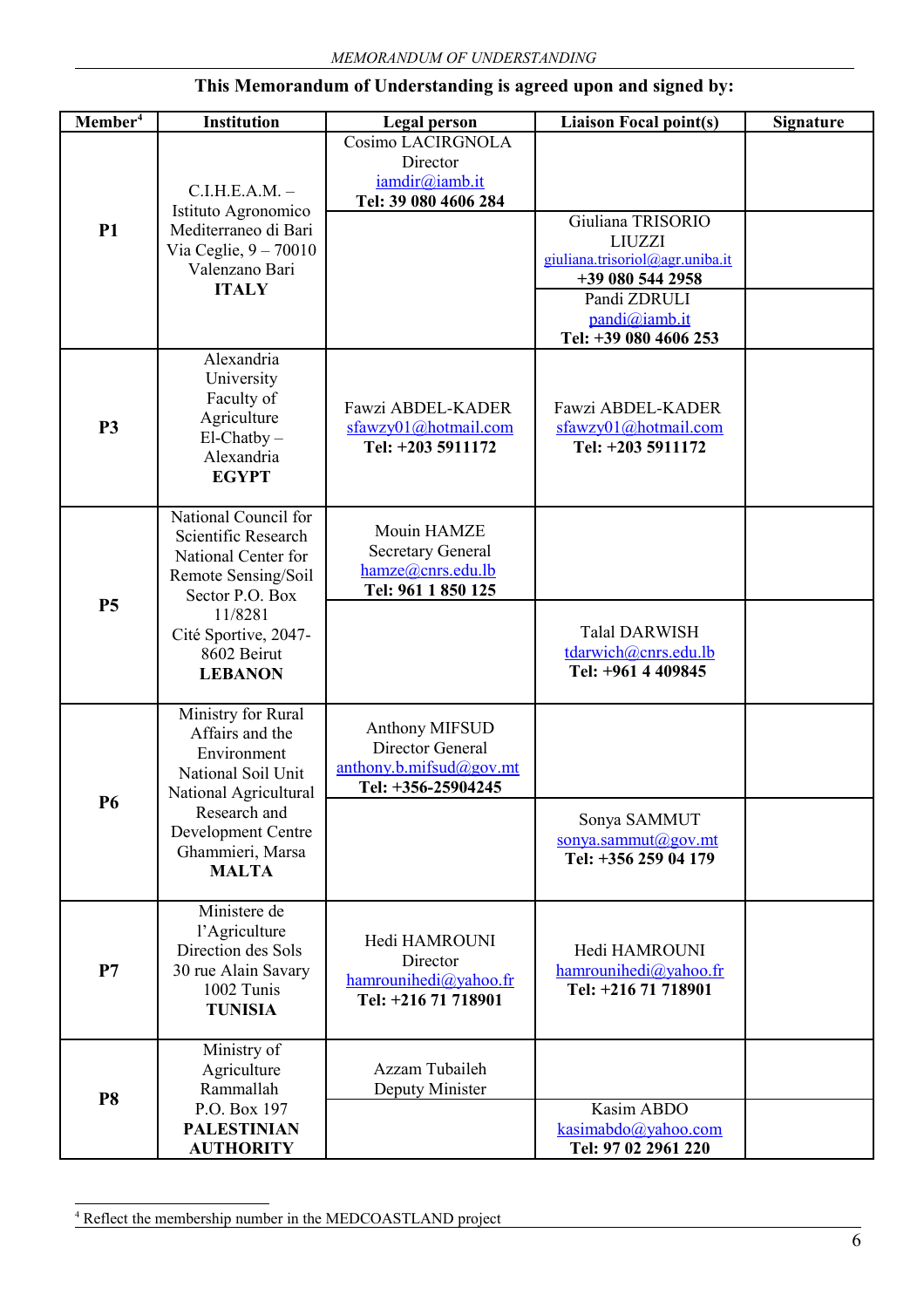This Memorandum of Understanding is agreed upon and signed by:

| Member[4] | Institution | Legal person | Liaison Focal point(s) | Signature |
|---|---|---|---|---|
| **P1** | C.I.H.E.A.M. – Istituto Agronomico Mediterraneo di Bari Via Ceglie, 9 – 70010 Valenzano Bari **ITALY** | Cosimo LACIRGNOLA Director iamdir@iamb.it **Tel: 39 080 4606 284** | | |
| | | | Giuliana TRISORIO LIUZZI giuliana.trisoriol@agr.uniba.it **+39 080 544 2958** | |
| | | | Pandi ZDRULI pandi@iamb.it **Tel: +39 080 4606 253** | |
| **P3** | Alexandria University Faculty of Agriculture El-Chatby – Alexandria **EGYPT** | Fawzi ABDEL-KADER sfawzy01@hotmail.com **Tel: +203 5911172** | Fawzi ABDEL-KADER sfawzy01@hotmail.com **Tel: +203 5911172** | |
| **P5** | National Council for Scientific Research National Center for Remote Sensing/Soil Sector P.O. Box 11/8281 Cité Sportive, 2047-8602 Beirut **LEBANON** | Mouin HAMZE Secretary General hamze@cnrs.edu.lb **Tel: 961 1 850 125** | | |
| | | | Talal DARWISH tdarwich@cnrs.edu.lb **Tel: +961 4 409845** | |
| **P6** | Ministry for Rural Affairs and the Environment National Soil Unit National Agricultural Research and Development Centre Ghammieri, Marsa **MALTA** | Anthony MIFSUD Director General anthony.b.mifsud@gov.mt **Tel: +356-25904245** | | |
| | | | Sonya SAMMUT sonya.sammut@gov.mt **Tel: +356 259 04 179** | |
| **P7** | Ministere de l'Agriculture Direction des Sols 30 rue Alain Savary 1002 Tunis **TUNISIA** | Hedi HAMROUNI Director hamrounihedi@yahoo.fr **Tel: +216 71 718901** | Hedi HAMROUNI hamrounihedi@yahoo.fr **Tel: +216 71 718901** | |
| **P8** | Ministry of Agriculture Rammallah P.O. Box 197 **PALESTINIAN AUTHORITY** | Azzam Tubaileh Deputy Minister | | |
| | | | Kasim ABDO kasimabdo@yahoo.com **Tel: 97 02 2961 220** | |

[4] Reflect the membership number in the MEDCOASTLAND project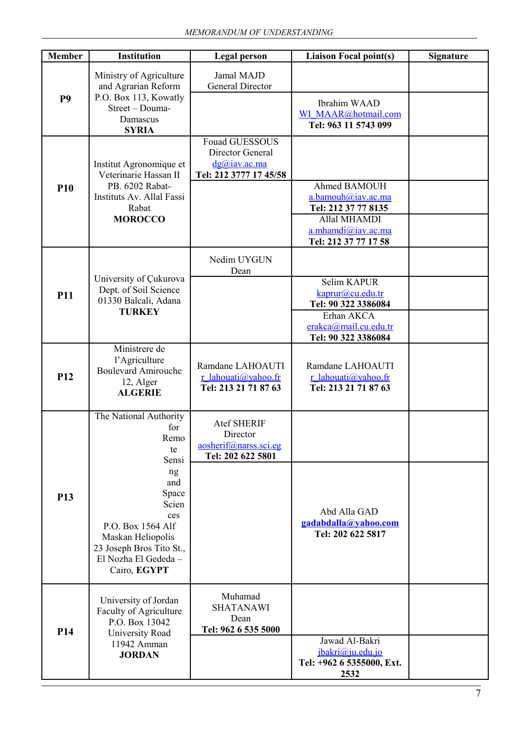| Member | Institution | Legal person | Liaison Focal point(s) | Signature |
|---|---|---|---|---|
| **P9** | Ministry of Agriculture and Agrarian Reform P.O. Box 113, Kowatly Street – Douma-Damascus **SYRIA** | Jamal MAJD General Director | | |
| | | | Ibrahim WAAD WI_MAAR@hotmail.com **Tel: 963 11 5743 099** | |
| **P10** | Institut Agronomique et Veterinarie Hassan II PB. 6202 Rabat-Instituts Av. Allal Fassi Rabat **MOROCCO** | Fouad GUESSOUS Director General dg@iav.ac.ma **Tel: 212 3777 17 45/58** | | |
| | | | Ahmed BAMOUH a.bamouh@iav.ac.ma **Tel: 212 37 77 8135** | |
| | | | Allal MHAMDI a.mhamdi@iav.ac.ma **Tel: 212 37 77 17 58** | |
| **P11** | University of Çukurova Dept. of Soil Science 01330 Balcali, Adana **TURKEY** | Nedim UYGUN Dean | | |
| | | | Selim KAPUR kaprur@cu.edu.tr **Tel: 90 322 3386084** | |
| | | | Erhan AKCA erakca@mail.cu.edu.tr **Tel: 90 322 3386084** | |
| **P12** | Ministrere de l'Agriculture Boulevard Amirouche 12, Alger **ALGERIE** | Ramdane LAHOAUTI r_lahouati@yahoo.fr **Tel: 213 21 71 87 63** | Ramdane LAHOAUTI r_lahouati@yahoo.fr **Tel: 213 21 71 87 63** | |
| **P13** | The National Authority for Remote Sensing and Space Sciences P.O. Box 1564 Alf Maskan Heliopolis 23 Joseph Bros Tito St., El Nozha El Gededa – Cairo, **EGYPT** | Atef SHERIF Director aosherif@narss.sci.eg **Tel: 202 622 5801** | | |
| | | | Abd Alla GAD **gadabdalla@yahoo.com** **Tel: 202 622 5817** | |
| **P14** | University of Jordan Faculty of Agriculture P.O. Box 13042 University Road 11942 Amman **JORDAN** | Muhamad SHATANAWI Dean **Tel: 962 6 535 5000** | | |
| | | | Jawad Al-Bakri jbakri@ju.edu.jo **Tel: +962 6 5355000, Ext. 2532** | |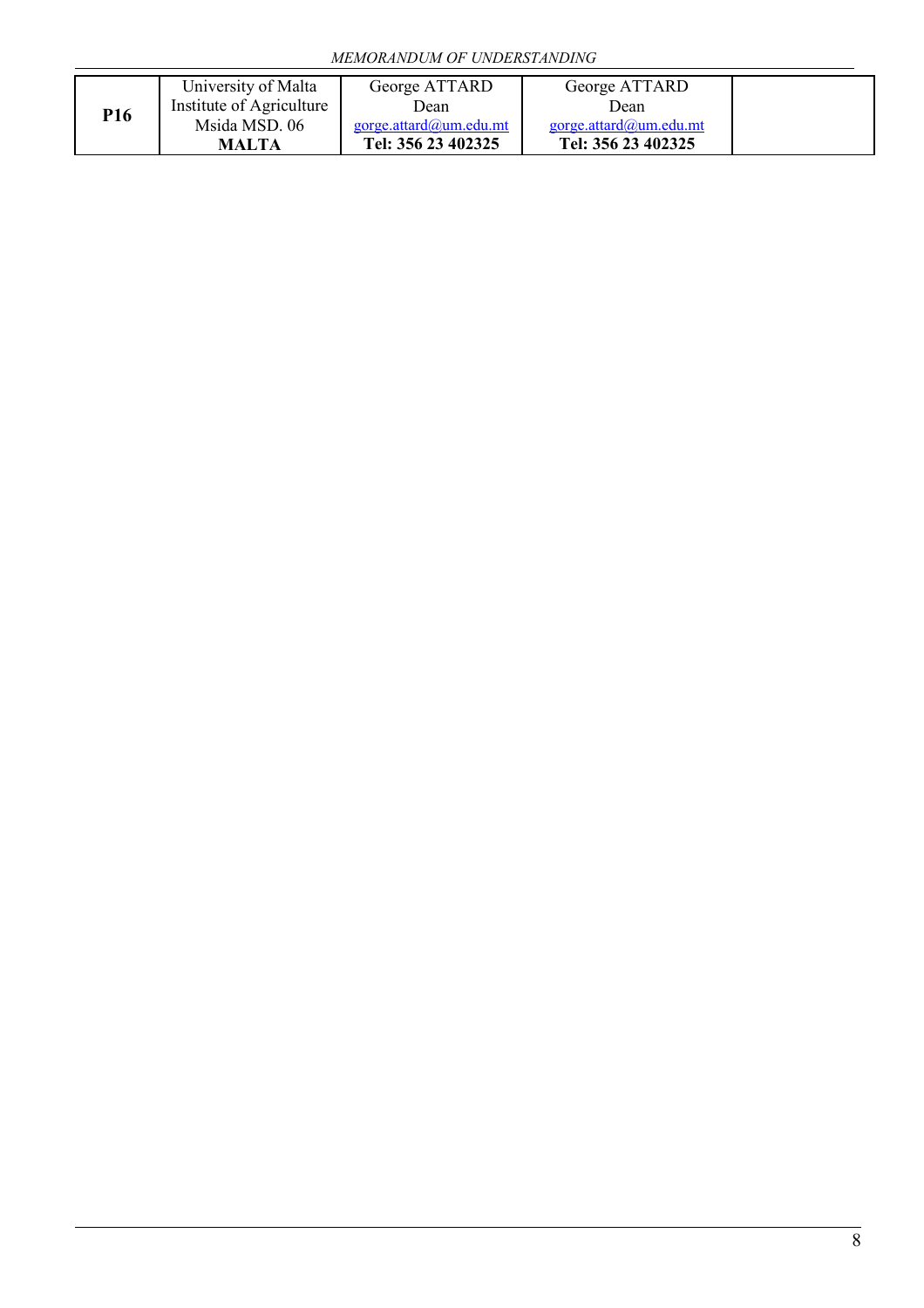| P16 | University of Malta<br>Institute of Agriculture<br>Msida MSD. 06<br>**MALTA** | George ATTARD<br>Dean<br>gorge.attard@um.edu.mt<br>**Tel: 356 23 402325** | George ATTARD<br>Dean<br>gorge.attard@um.edu.mt<br>**Tel: 356 23 402325** | |
|---|---|---|---|---|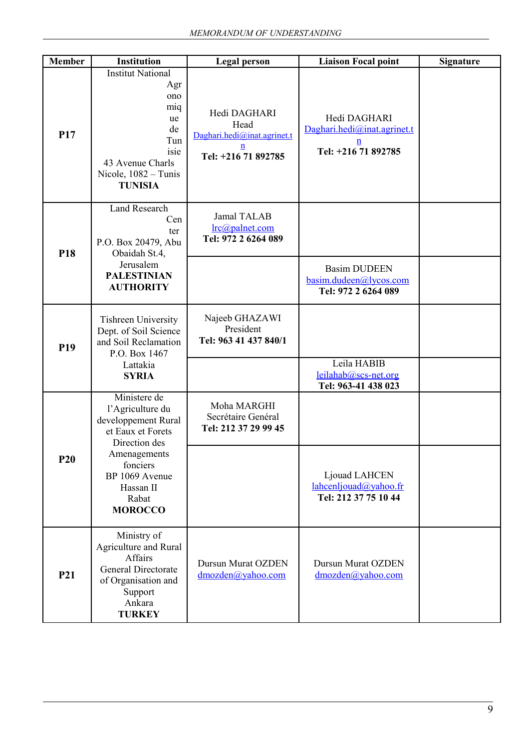| Member | Institution | Legal person | Liaison Focal point | Signature |
|---|---|---|---|---|
| **P17** | Institut National Agronomique de Tunisie<br>43 Avenue Charls Nicole, 1082 – Tunis<br>**TUNISIA** | Hedi DAGHARI<br>Head<br>Daghari.hedi@inat.agrinet.tn<br>**Tel: +216 71 892785** | Hedi DAGHARI<br>Daghari.hedi@inat.agrinet.tn<br>**Tel: +216 71 892785** | |
| **P18** | Land Research Center<br>P.O. Box 20479, Abu Obaidah St.4, Jerusalem<br>**PALESTINIAN AUTHORITY** | Jamal TALAB<br>lrc@palnet.com<br>**Tel: 972 2 6264 089** | | |
| | | | Basim DUDEEN<br>basim.dudeen@lycos.com<br>**Tel: 972 2 6264 089** | |
| **P19** | Tishreen University<br>Dept. of Soil Science and Soil Reclamation<br>P.O. Box 1467<br>Lattakia<br>**SYRIA** | Najeeb GHAZAWI<br>President<br>**Tel: 963 41 437 840/1** | | |
| | | | Leila HABIB<br>leilahab@scs-net.org<br>**Tel: 963-41 438 023** | |
| **P20** | Ministere de l'Agriculture du developpement Rural et Eaux et Forets<br>Direction des Amenagements fonciers<br>BP 1069 Avenue Hassan II<br>Rabat<br>**MOROCCO** | Moha MARGHI<br>Secrétaire Genéral<br>**Tel: 212 37 29 99 45** | | |
| | | | Ljouad LAHCEN<br>lahcenljouad@yahoo.fr<br>**Tel: 212 37 75 10 44** | |
| **P21** | Ministry of Agriculture and Rural Affairs<br>General Directorate of Organisation and Support<br>Ankara<br>**TURKEY** | Dursun Murat OZDEN<br>dmozden@yahoo.com | Dursun Murat OZDEN<br>dmozden@yahoo.com | |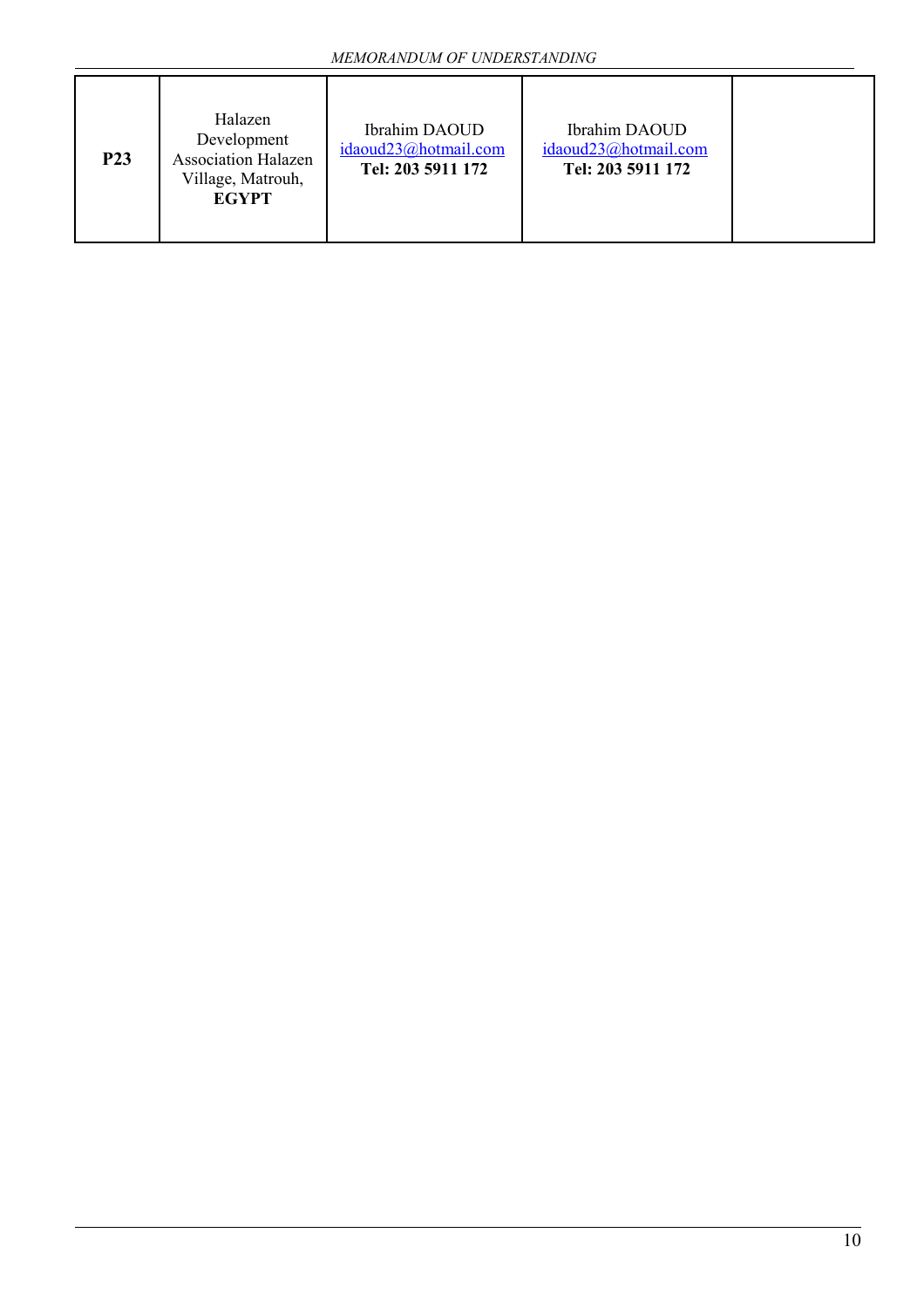| **P23** | Halazen Development Association Halazen Village, Matrouh, **EGYPT** | Ibrahim DAOUD idaoud23@hotmail.com **Tel: 203 5911 172** | Ibrahim DAOUD idaoud23@hotmail.com **Tel: 203 5911 172** | |
|---|---|---|---|---|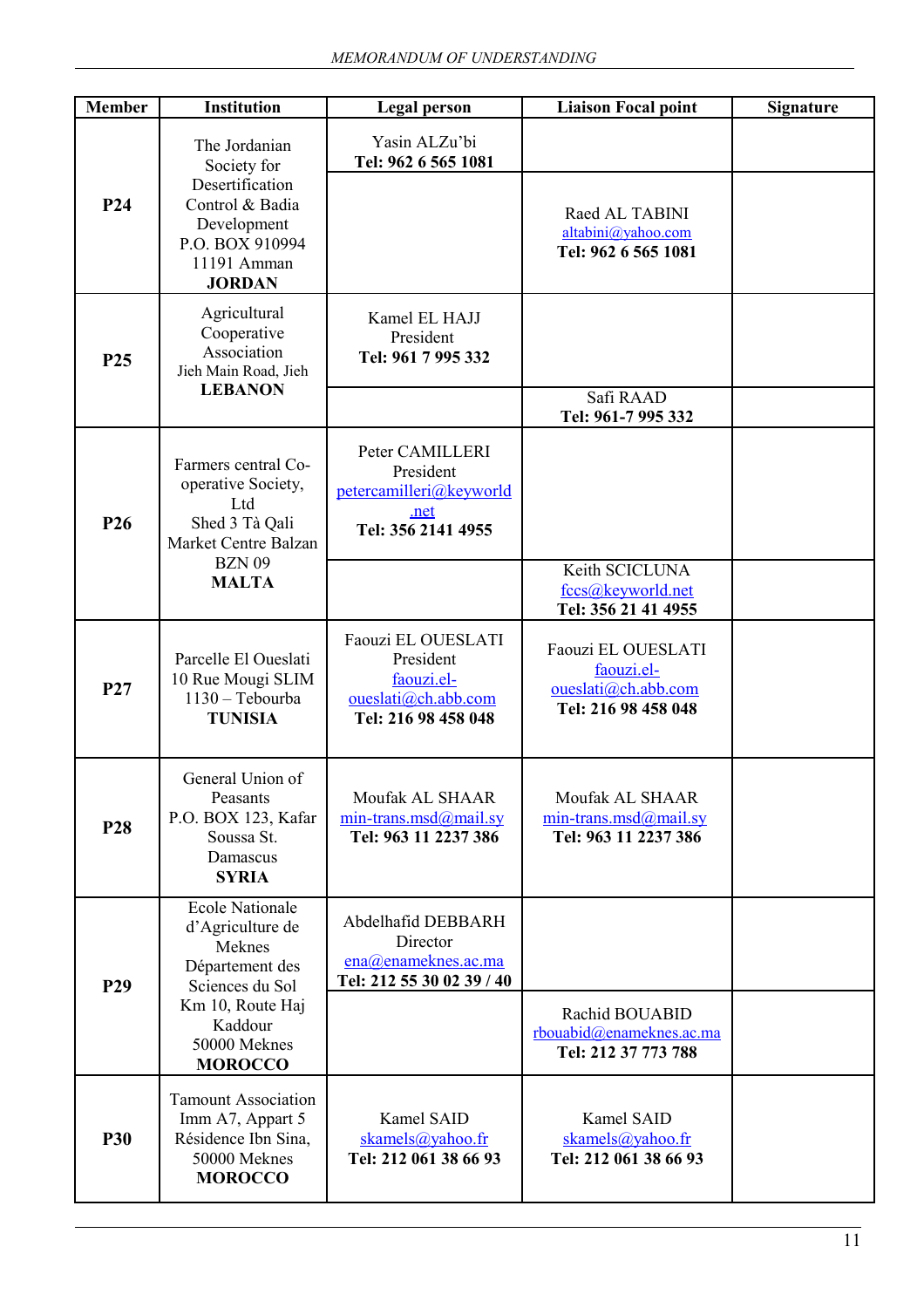| Member | Institution | Legal person | Liaison Focal point | Signature |
|---|---|---|---|---|
| **P24** | The Jordanian Society for Desertification Control & Badia Development P.O. BOX 910994 11191 Amman **JORDAN** | Yasin ALZu'bi **Tel: 962 6 565 1081** | | |
| | | | Raed AL TABINI altabini@yahoo.com **Tel: 962 6 565 1081** | |
| **P25** | Agricultural Cooperative Association Jieh Main Road, Jieh **LEBANON** | Kamel EL HAJJ President **Tel: 961 7 995 332** | | |
| | | | Safi RAAD **Tel: 961-7 995 332** | |
| **P26** | Farmers central Co-operative Society, Ltd Shed 3 Tà Qali Market Centre Balzan BZN 09 **MALTA** | Peter CAMILLERI President petercamilleri@keyworld.net **Tel: 356 2141 4955** | | |
| | | | Keith SCICLUNA fccs@keyworld.net **Tel: 356 21 41 4955** | |
| **P27** | Parcelle El Oueslati 10 Rue Mougi SLIM 1130 – Tebourba **TUNISIA** | Faouzi EL OUESLATI President faouzi.el-oueslati@ch.abb.com **Tel: 216 98 458 048** | Faouzi EL OUESLATI faouzi.el-oueslati@ch.abb.com **Tel: 216 98 458 048** | |
| **P28** | General Union of Peasants P.O. BOX 123, Kafar Soussa St. Damascus **SYRIA** | Moufak AL SHAAR min-trans.msd@mail.sy **Tel: 963 11 2237 386** | Moufak AL SHAAR min-trans.msd@mail.sy **Tel: 963 11 2237 386** | |
| **P29** | Ecole Nationale d'Agriculture de Meknes Département des Sciences du Sol Km 10, Route Haj Kaddour 50000 Meknes **MOROCCO** | Abdelhafid DEBBARH Director ena@enameknes.ac.ma **Tel: 212 55 30 02 39 / 40** | | |
| | | | Rachid BOUABID rbouabid@enameknes.ac.ma **Tel: 212 37 773 788** | |
| **P30** | Tamount Association Imm A7, Appart 5 Résidence Ibn Sina, 50000 Meknes **MOROCCO** | Kamel SAID skamels@yahoo.fr **Tel: 212 061 38 66 93** | Kamel SAID skamels@yahoo.fr **Tel: 212 061 38 66 93** | |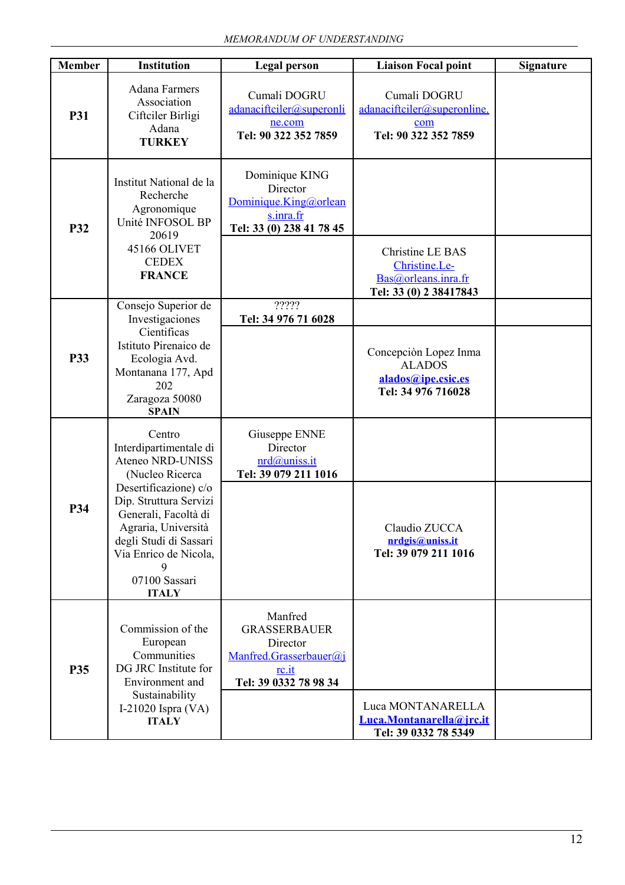| Member | Institution | Legal person | Liaison Focal point | Signature |
|---|---|---|---|---|
| **P31** | Adana Farmers Association Ciftciler Birligi Adana **TURKEY** | Cumali DOGRU adanaciftciler@superonline.com **Tel: 90 322 352 7859** | Cumali DOGRU adanaciftciler@superonline.com **Tel: 90 322 352 7859** | |
| **P32** | Institut National de la Recherche Agronomique Unité INFOSOL BP 20619 45166 OLIVET CEDEX **FRANCE** | Dominique KING Director Dominique.King@orleans.inra.fr **Tel: 33 (0) 238 41 78 45** | | |
| | | | Christine LE BAS Christine.Le-Bas@orleans.inra.fr **Tel: 33 (0) 2 38417843** | |
| **P33** | Consejo Superior de Investigaciones Cientificas Istituto Pirenaico de Ecologia Avd. Montanana 177, Apd 202 Zaragoza 50080 **SPAIN** | ????? **Tel: 34 976 71 6028** | | |
| | | | Concepciòn Lopez Inma ALADOS **alados@ipe.csic.es** **Tel: 34 976 716028** | |
| **P34** | Centro Interdipartimentale di Ateneo NRD-UNISS (Nucleo Ricerca Desertificazione) c/o Dip. Struttura Servizi Generali, Facoltà di Agraria, Università degli Studi di Sassari Via Enrico de Nicola, 9 07100 Sassari **ITALY** | Giuseppe ENNE Director nrd@uniss.it **Tel: 39 079 211 1016** | | |
| | | | Claudio ZUCCA **nrdgis@uniss.it** **Tel: 39 079 211 1016** | |
| **P35** | Commission of the European Communities DG JRC Institute for Environment and Sustainability I-21020 Ispra (VA) **ITALY** | Manfred GRASSERBAUER Director Manfred.Grasserbauer@jrc.it **Tel: 39 0332 78 98 34** | | |
| | | | Luca MONTANARELLA **Luca.Montanarella@jrc.it** **Tel: 39 0332 78 5349** | |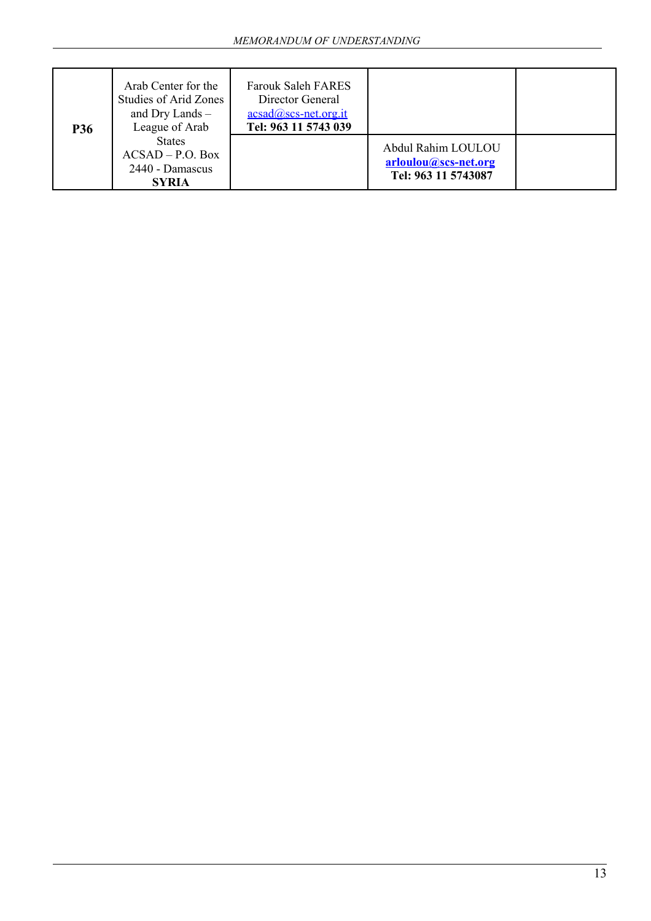| | | | | |
|---|---|---|---|---|
| **P36** | Arab Center for the Studies of Arid Zones and Dry Lands – League of Arab States ACSAD – P.O. Box 2440 - Damascus **SYRIA** | Farouk Saleh FARES Director General acsad@scs-net.org.it **Tel: 963 11 5743 039** | | |
| | | | Abdul Rahim LOULOU **arloulou@scs-net.org** **Tel: 963 11 5743087** | |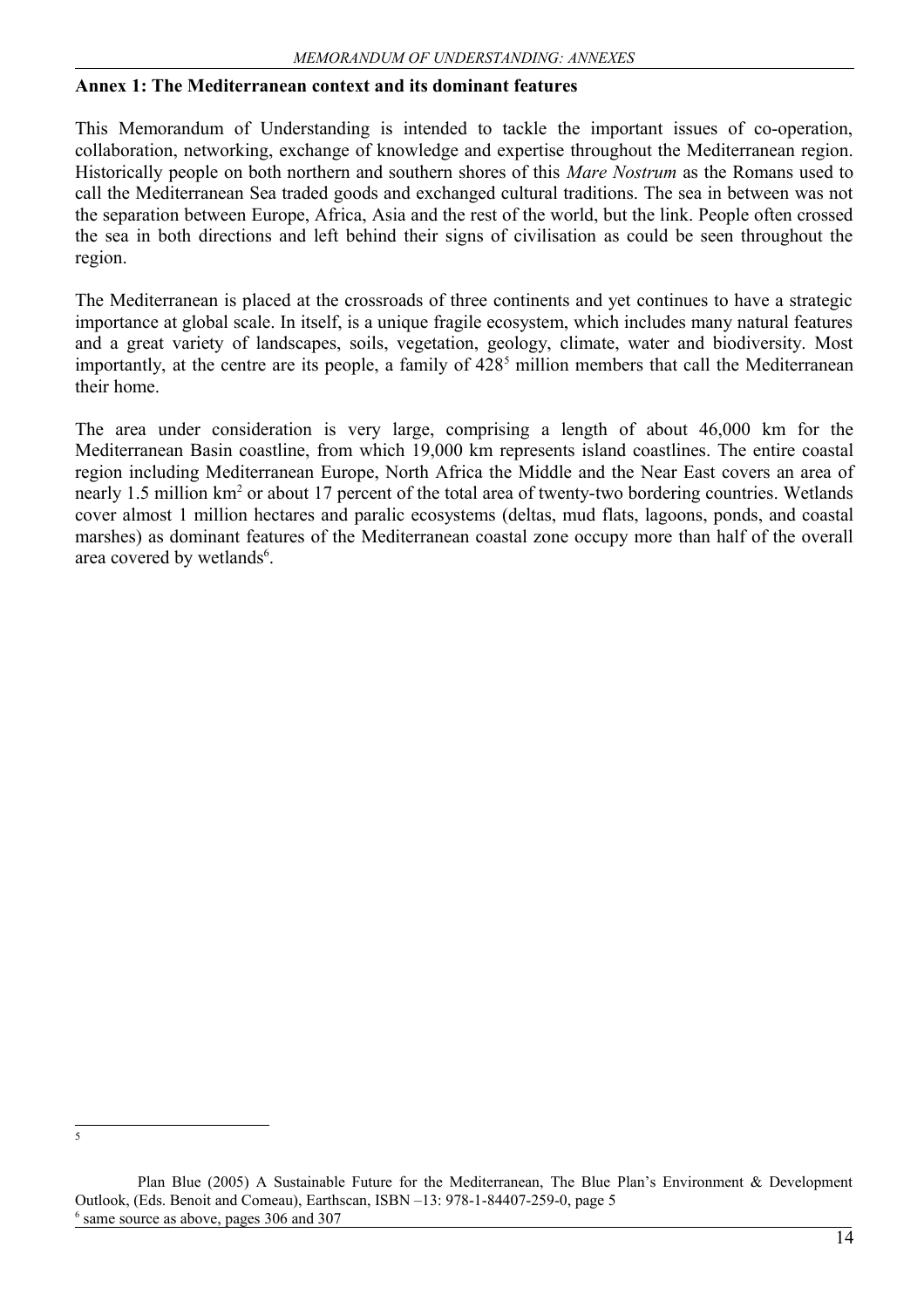**Annex 1: The Mediterranean context and its dominant features**

This Memorandum of Understanding is intended to tackle the important issues of co-operation, collaboration, networking, exchange of knowledge and expertise throughout the Mediterranean region. Historically people on both northern and southern shores of this *Mare Nostrum* as the Romans used to call the Mediterranean Sea traded goods and exchanged cultural traditions. The sea in between was not the separation between Europe, Africa, Asia and the rest of the world, but the link. People often crossed the sea in both directions and left behind their signs of civilisation as could be seen throughout the region.

The Mediterranean is placed at the crossroads of three continents and yet continues to have a strategic importance at global scale. In itself, is a unique fragile ecosystem, which includes many natural features and a great variety of landscapes, soils, vegetation, geology, climate, water and biodiversity. Most importantly, at the centre are its people, a family of 428[5] million members that call the Mediterranean their home.

The area under consideration is very large, comprising a length of about 46,000 km for the Mediterranean Basin coastline, from which 19,000 km represents island coastlines. The entire coastal region including Mediterranean Europe, North Africa the Middle and the Near East covers an area of nearly 1.5 million km$^2$ or about 17 percent of the total area of twenty-two bordering countries. Wetlands cover almost 1 million hectares and paralic ecosystems (deltas, mud flats, lagoons, ponds, and coastal marshes) as dominant features of the Mediterranean coastal zone occupy more than half of the overall area covered by wetlands[6].

---

[5] Plan Blue (2005) A Sustainable Future for the Mediterranean, The Blue Plan's Environment & Development Outlook, (Eds. Benoit and Comeau), Earthscan, ISBN –13: 978-1-84407-259-0, page 5

[6] same source as above, pages 306 and 307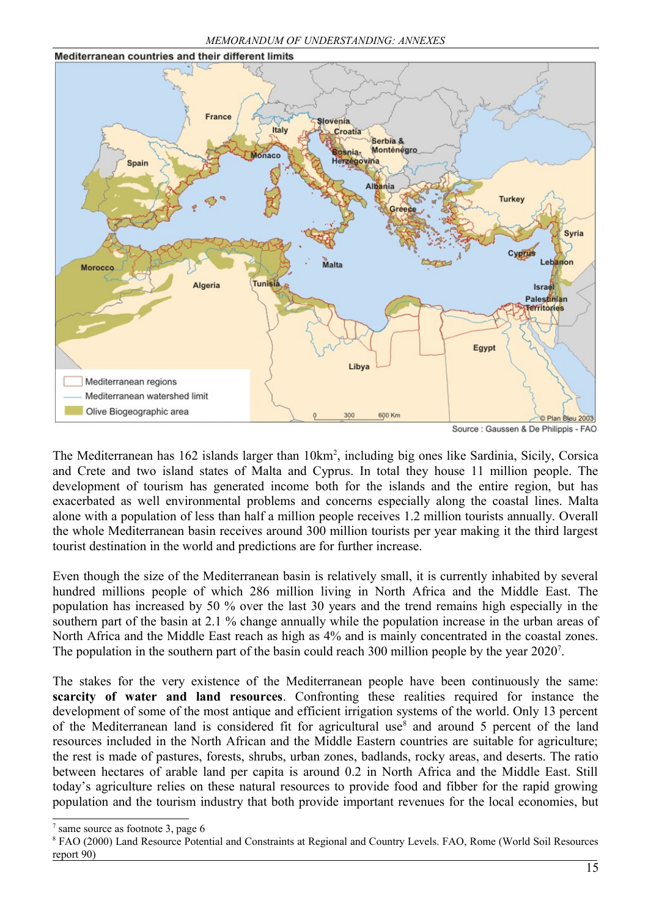**Mediterranean countries and their different limits**

Source : Gaussen & De Philippis - FAO

The Mediterranean has 162 islands larger than 10km$^2$, including big ones like Sardinia, Sicily, Corsica and Crete and two island states of Malta and Cyprus. In total they house 11 million people. The development of tourism has generated income both for the islands and the entire region, but has exacerbated as well environmental problems and concerns especially along the coastal lines. Malta alone with a population of less than half a million people receives 1.2 million tourists annually. Overall the whole Mediterranean basin receives around 300 million tourists per year making it the third largest tourist destination in the world and predictions are for further increase.

Even though the size of the Mediterranean basin is relatively small, it is currently inhabited by several hundred millions people of which 286 million living in North Africa and the Middle East. The population has increased by 50 % over the last 30 years and the trend remains high especially in the southern part of the basin at 2.1 % change annually while the population increase in the urban areas of North Africa and the Middle East reach as high as 4% and is mainly concentrated in the coastal zones. The population in the southern part of the basin could reach 300 million people by the year 2020[7].

The stakes for the very existence of the Mediterranean people have been continuously the same: **scarcity of water and land resources**. Confronting these realities required for instance the development of some of the most antique and efficient irrigation systems of the world. Only 13 percent of the Mediterranean land is considered fit for agricultural use[8] and around 5 percent of the land resources included in the North African and the Middle Eastern countries are suitable for agriculture; the rest is made of pastures, forests, shrubs, urban zones, badlands, rocky areas, and deserts. The ratio between hectares of arable land per capita is around 0.2 in North Africa and the Middle East. Still today's agriculture relies on these natural resources to provide food and fibber for the rapid growing population and the tourism industry that both provide important revenues for the local economies, but

[7] same source as footnote 3, page 6

[8] FAO (2000) Land Resource Potential and Constraints at Regional and Country Levels. FAO, Rome (World Soil Resources report 90)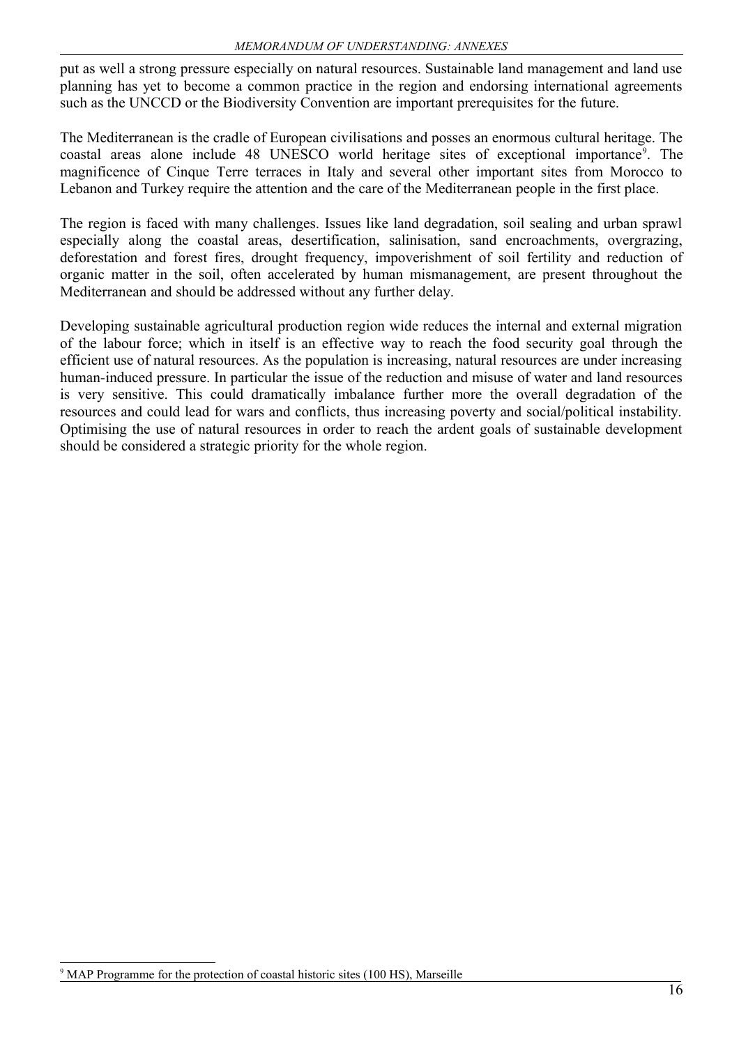put as well a strong pressure especially on natural resources. Sustainable land management and land use planning has yet to become a common practice in the region and endorsing international agreements such as the UNCCD or the Biodiversity Convention are important prerequisites for the future.

The Mediterranean is the cradle of European civilisations and posses an enormous cultural heritage. The coastal areas alone include 48 UNESCO world heritage sites of exceptional importance[9]. The magnificence of Cinque Terre terraces in Italy and several other important sites from Morocco to Lebanon and Turkey require the attention and the care of the Mediterranean people in the first place.

The region is faced with many challenges. Issues like land degradation, soil sealing and urban sprawl especially along the coastal areas, desertification, salinisation, sand encroachments, overgrazing, deforestation and forest fires, drought frequency, impoverishment of soil fertility and reduction of organic matter in the soil, often accelerated by human mismanagement, are present throughout the Mediterranean and should be addressed without any further delay.

Developing sustainable agricultural production region wide reduces the internal and external migration of the labour force; which in itself is an effective way to reach the food security goal through the efficient use of natural resources. As the population is increasing, natural resources are under increasing human-induced pressure. In particular the issue of the reduction and misuse of water and land resources is very sensitive. This could dramatically imbalance further more the overall degradation of the resources and could lead for wars and conflicts, thus increasing poverty and social/political instability. Optimising the use of natural resources in order to reach the ardent goals of sustainable development should be considered a strategic priority for the whole region.

[9] MAP Programme for the protection of coastal historic sites (100 HS), Marseille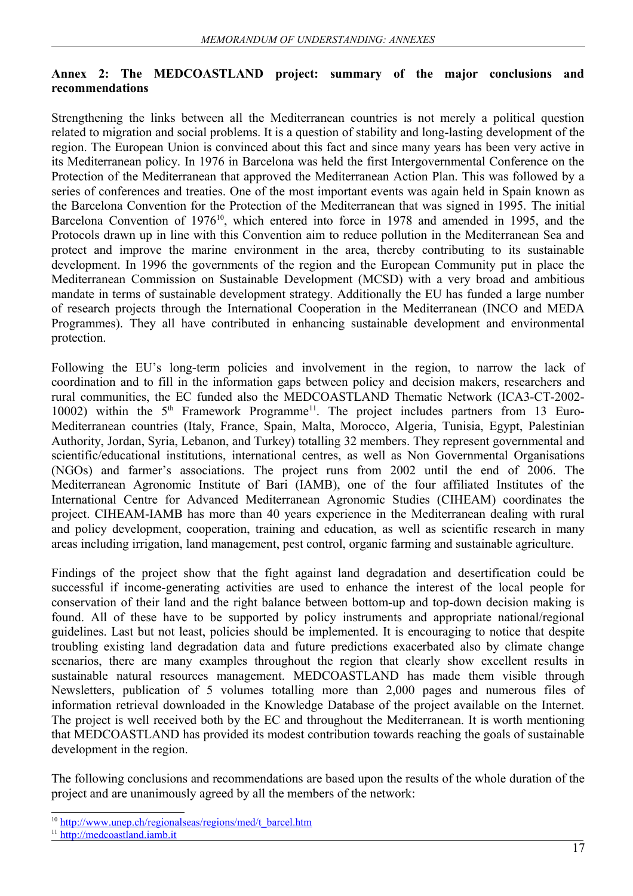**Annex 2: The MEDCOASTLAND project: summary of the major conclusions and recommendations**

Strengthening the links between all the Mediterranean countries is not merely a political question related to migration and social problems. It is a question of stability and long-lasting development of the region. The European Union is convinced about this fact and since many years has been very active in its Mediterranean policy. In 1976 in Barcelona was held the first Intergovernmental Conference on the Protection of the Mediterranean that approved the Mediterranean Action Plan. This was followed by a series of conferences and treaties. One of the most important events was again held in Spain known as the Barcelona Convention for the Protection of the Mediterranean that was signed in 1995. The initial Barcelona Convention of 1976[10], which entered into force in 1978 and amended in 1995, and the Protocols drawn up in line with this Convention aim to reduce pollution in the Mediterranean Sea and protect and improve the marine environment in the area, thereby contributing to its sustainable development. In 1996 the governments of the region and the European Community put in place the Mediterranean Commission on Sustainable Development (MCSD) with a very broad and ambitious mandate in terms of sustainable development strategy. Additionally the EU has funded a large number of research projects through the International Cooperation in the Mediterranean (INCO and MEDA Programmes). They all have contributed in enhancing sustainable development and environmental protection.

Following the EU's long-term policies and involvement in the region, to narrow the lack of coordination and to fill in the information gaps between policy and decision makers, researchers and rural communities, the EC funded also the MEDCOASTLAND Thematic Network (ICA3-CT-2002-10002) within the 5th Framework Programme[11]. The project includes partners from 13 Euro-Mediterranean countries (Italy, France, Spain, Malta, Morocco, Algeria, Tunisia, Egypt, Palestinian Authority, Jordan, Syria, Lebanon, and Turkey) totalling 32 members. They represent governmental and scientific/educational institutions, international centres, as well as Non Governmental Organisations (NGOs) and farmer's associations. The project runs from 2002 until the end of 2006. The Mediterranean Agronomic Institute of Bari (IAMB), one of the four affiliated Institutes of the International Centre for Advanced Mediterranean Agronomic Studies (CIHEAM) coordinates the project. CIHEAM-IAMB has more than 40 years experience in the Mediterranean dealing with rural and policy development, cooperation, training and education, as well as scientific research in many areas including irrigation, land management, pest control, organic farming and sustainable agriculture.

Findings of the project show that the fight against land degradation and desertification could be successful if income-generating activities are used to enhance the interest of the local people for conservation of their land and the right balance between bottom-up and top-down decision making is found. All of these have to be supported by policy instruments and appropriate national/regional guidelines. Last but not least, policies should be implemented. It is encouraging to notice that despite troubling existing land degradation data and future predictions exacerbated also by climate change scenarios, there are many examples throughout the region that clearly show excellent results in sustainable natural resources management. MEDCOASTLAND has made them visible through Newsletters, publication of 5 volumes totalling more than 2,000 pages and numerous files of information retrieval downloaded in the Knowledge Database of the project available on the Internet. The project is well received both by the EC and throughout the Mediterranean. It is worth mentioning that MEDCOASTLAND has provided its modest contribution towards reaching the goals of sustainable development in the region.

The following conclusions and recommendations are based upon the results of the whole duration of the project and are unanimously agreed by all the members of the network:

---

[10] http://www.unep.ch/regionalseas/regions/med/t_barcel.htm

[11] http://medcoastland.iamb.it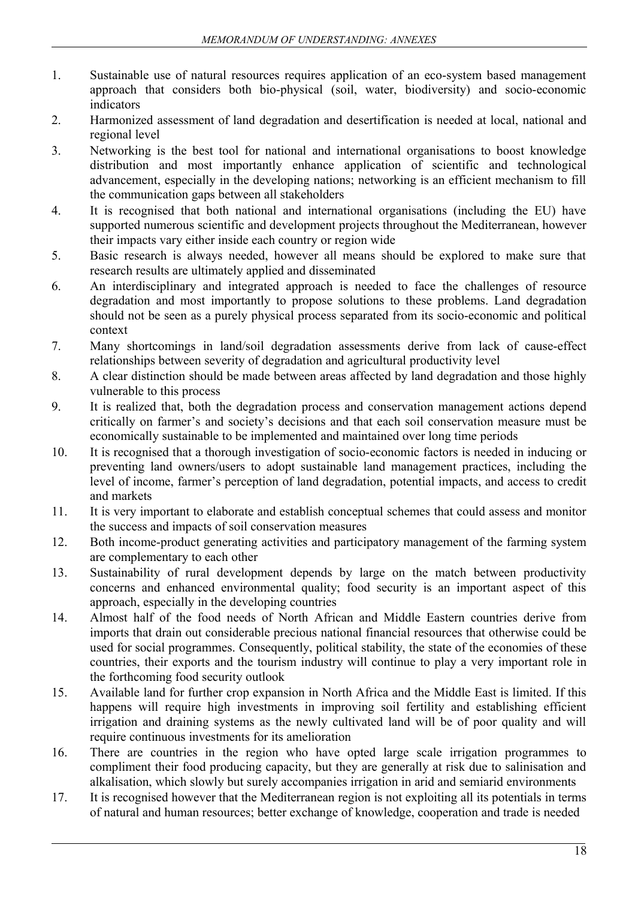1. Sustainable use of natural resources requires application of an eco-system based management approach that considers both bio-physical (soil, water, biodiversity) and socio-economic indicators
2. Harmonized assessment of land degradation and desertification is needed at local, national and regional level
3. Networking is the best tool for national and international organisations to boost knowledge distribution and most importantly enhance application of scientific and technological advancement, especially in the developing nations; networking is an efficient mechanism to fill the communication gaps between all stakeholders
4. It is recognised that both national and international organisations (including the EU) have supported numerous scientific and development projects throughout the Mediterranean, however their impacts vary either inside each country or region wide
5. Basic research is always needed, however all means should be explored to make sure that research results are ultimately applied and disseminated
6. An interdisciplinary and integrated approach is needed to face the challenges of resource degradation and most importantly to propose solutions to these problems. Land degradation should not be seen as a purely physical process separated from its socio-economic and political context
7. Many shortcomings in land/soil degradation assessments derive from lack of cause-effect relationships between severity of degradation and agricultural productivity level
8. A clear distinction should be made between areas affected by land degradation and those highly vulnerable to this process
9. It is realized that, both the degradation process and conservation management actions depend critically on farmer's and society's decisions and that each soil conservation measure must be economically sustainable to be implemented and maintained over long time periods
10. It is recognised that a thorough investigation of socio-economic factors is needed in inducing or preventing land owners/users to adopt sustainable land management practices, including the level of income, farmer's perception of land degradation, potential impacts, and access to credit and markets
11. It is very important to elaborate and establish conceptual schemes that could assess and monitor the success and impacts of soil conservation measures
12. Both income-product generating activities and participatory management of the farming system are complementary to each other
13. Sustainability of rural development depends by large on the match between productivity concerns and enhanced environmental quality; food security is an important aspect of this approach, especially in the developing countries
14. Almost half of the food needs of North African and Middle Eastern countries derive from imports that drain out considerable precious national financial resources that otherwise could be used for social programmes. Consequently, political stability, the state of the economies of these countries, their exports and the tourism industry will continue to play a very important role in the forthcoming food security outlook
15. Available land for further crop expansion in North Africa and the Middle East is limited. If this happens will require high investments in improving soil fertility and establishing efficient irrigation and draining systems as the newly cultivated land will be of poor quality and will require continuous investments for its amelioration
16. There are countries in the region who have opted large scale irrigation programmes to compliment their food producing capacity, but they are generally at risk due to salinisation and alkalisation, which slowly but surely accompanies irrigation in arid and semiarid environments
17. It is recognised however that the Mediterranean region is not exploiting all its potentials in terms of natural and human resources; better exchange of knowledge, cooperation and trade is needed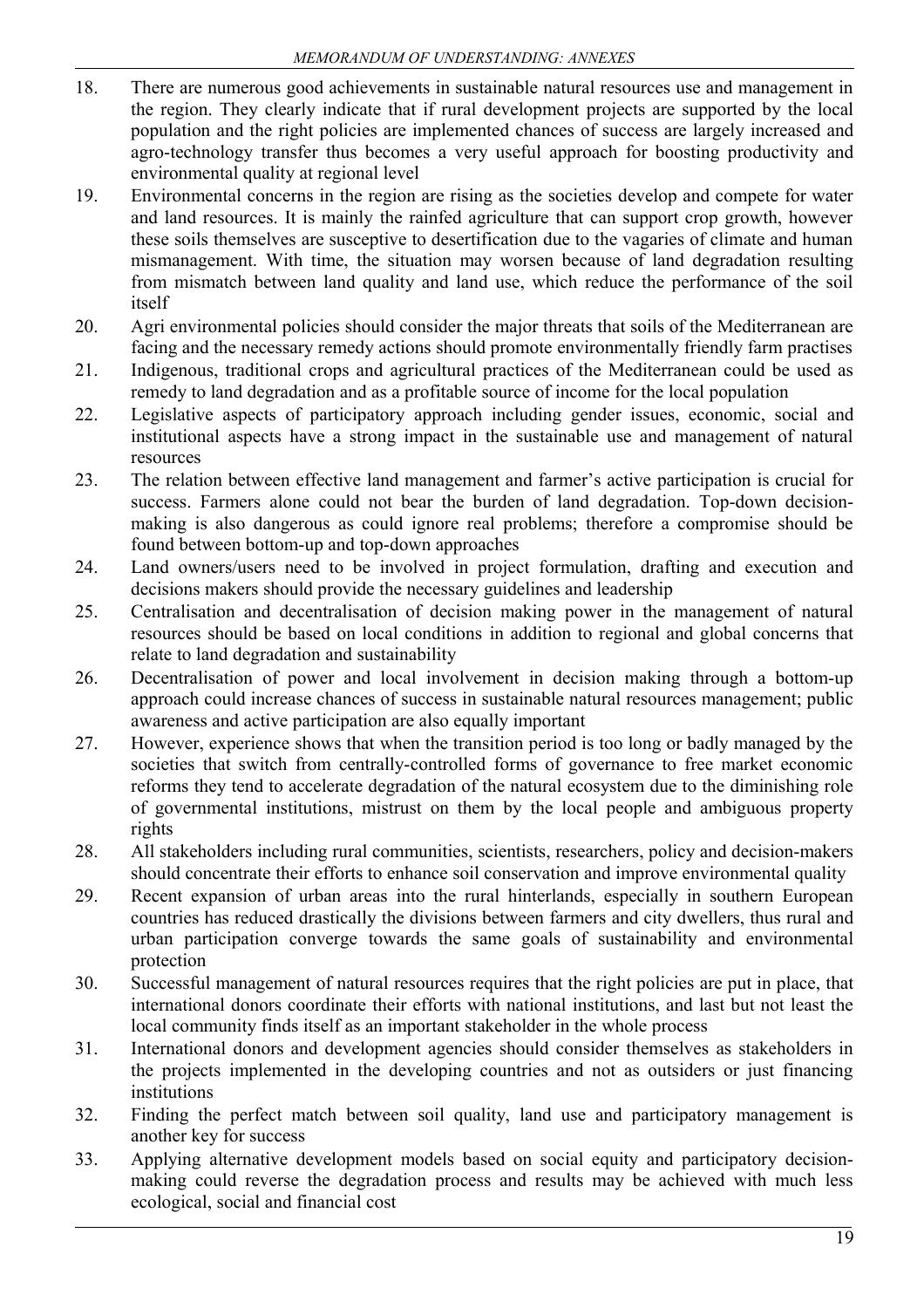18. There are numerous good achievements in sustainable natural resources use and management in the region. They clearly indicate that if rural development projects are supported by the local population and the right policies are implemented chances of success are largely increased and agro-technology transfer thus becomes a very useful approach for boosting productivity and environmental quality at regional level
19. Environmental concerns in the region are rising as the societies develop and compete for water and land resources. It is mainly the rainfed agriculture that can support crop growth, however these soils themselves are susceptive to desertification due to the vagaries of climate and human mismanagement. With time, the situation may worsen because of land degradation resulting from mismatch between land quality and land use, which reduce the performance of the soil itself
20. Agri environmental policies should consider the major threats that soils of the Mediterranean are facing and the necessary remedy actions should promote environmentally friendly farm practises
21. Indigenous, traditional crops and agricultural practices of the Mediterranean could be used as remedy to land degradation and as a profitable source of income for the local population
22. Legislative aspects of participatory approach including gender issues, economic, social and institutional aspects have a strong impact in the sustainable use and management of natural resources
23. The relation between effective land management and farmer's active participation is crucial for success. Farmers alone could not bear the burden of land degradation. Top-down decision-making is also dangerous as could ignore real problems; therefore a compromise should be found between bottom-up and top-down approaches
24. Land owners/users need to be involved in project formulation, drafting and execution and decisions makers should provide the necessary guidelines and leadership
25. Centralisation and decentralisation of decision making power in the management of natural resources should be based on local conditions in addition to regional and global concerns that relate to land degradation and sustainability
26. Decentralisation of power and local involvement in decision making through a bottom-up approach could increase chances of success in sustainable natural resources management; public awareness and active participation are also equally important
27. However, experience shows that when the transition period is too long or badly managed by the societies that switch from centrally-controlled forms of governance to free market economic reforms they tend to accelerate degradation of the natural ecosystem due to the diminishing role of governmental institutions, mistrust on them by the local people and ambiguous property rights
28. All stakeholders including rural communities, scientists, researchers, policy and decision-makers should concentrate their efforts to enhance soil conservation and improve environmental quality
29. Recent expansion of urban areas into the rural hinterlands, especially in southern European countries has reduced drastically the divisions between farmers and city dwellers, thus rural and urban participation converge towards the same goals of sustainability and environmental protection
30. Successful management of natural resources requires that the right policies are put in place, that international donors coordinate their efforts with national institutions, and last but not least the local community finds itself as an important stakeholder in the whole process
31. International donors and development agencies should consider themselves as stakeholders in the projects implemented in the developing countries and not as outsiders or just financing institutions
32. Finding the perfect match between soil quality, land use and participatory management is another key for success
33. Applying alternative development models based on social equity and participatory decision-making could reverse the degradation process and results may be achieved with much less ecological, social and financial cost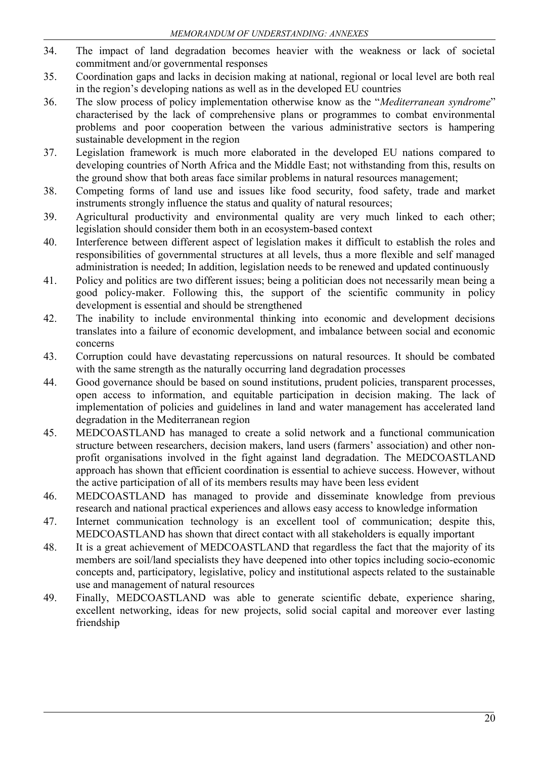34. The impact of land degradation becomes heavier with the weakness or lack of societal commitment and/or governmental responses
35. Coordination gaps and lacks in decision making at national, regional or local level are both real in the region's developing nations as well as in the developed EU countries
36. The slow process of policy implementation otherwise know as the "*Mediterranean syndrome*" characterised by the lack of comprehensive plans or programmes to combat environmental problems and poor cooperation between the various administrative sectors is hampering sustainable development in the region
37. Legislation framework is much more elaborated in the developed EU nations compared to developing countries of North Africa and the Middle East; not withstanding from this, results on the ground show that both areas face similar problems in natural resources management;
38. Competing forms of land use and issues like food security, food safety, trade and market instruments strongly influence the status and quality of natural resources;
39. Agricultural productivity and environmental quality are very much linked to each other; legislation should consider them both in an ecosystem-based context
40. Interference between different aspect of legislation makes it difficult to establish the roles and responsibilities of governmental structures at all levels, thus a more flexible and self managed administration is needed; In addition, legislation needs to be renewed and updated continuously
41. Policy and politics are two different issues; being a politician does not necessarily mean being a good policy-maker. Following this, the support of the scientific community in policy development is essential and should be strengthened
42. The inability to include environmental thinking into economic and development decisions translates into a failure of economic development, and imbalance between social and economic concerns
43. Corruption could have devastating repercussions on natural resources. It should be combated with the same strength as the naturally occurring land degradation processes
44. Good governance should be based on sound institutions, prudent policies, transparent processes, open access to information, and equitable participation in decision making. The lack of implementation of policies and guidelines in land and water management has accelerated land degradation in the Mediterranean region
45. MEDCOASTLAND has managed to create a solid network and a functional communication structure between researchers, decision makers, land users (farmers' association) and other non-profit organisations involved in the fight against land degradation. The MEDCOASTLAND approach has shown that efficient coordination is essential to achieve success. However, without the active participation of all of its members results may have been less evident
46. MEDCOASTLAND has managed to provide and disseminate knowledge from previous research and national practical experiences and allows easy access to knowledge information
47. Internet communication technology is an excellent tool of communication; despite this, MEDCOASTLAND has shown that direct contact with all stakeholders is equally important
48. It is a great achievement of MEDCOASTLAND that regardless the fact that the majority of its members are soil/land specialists they have deepened into other topics including socio-economic concepts and, participatory, legislative, policy and institutional aspects related to the sustainable use and management of natural resources
49. Finally, MEDCOASTLAND was able to generate scientific debate, experience sharing, excellent networking, ideas for new projects, solid social capital and moreover ever lasting friendship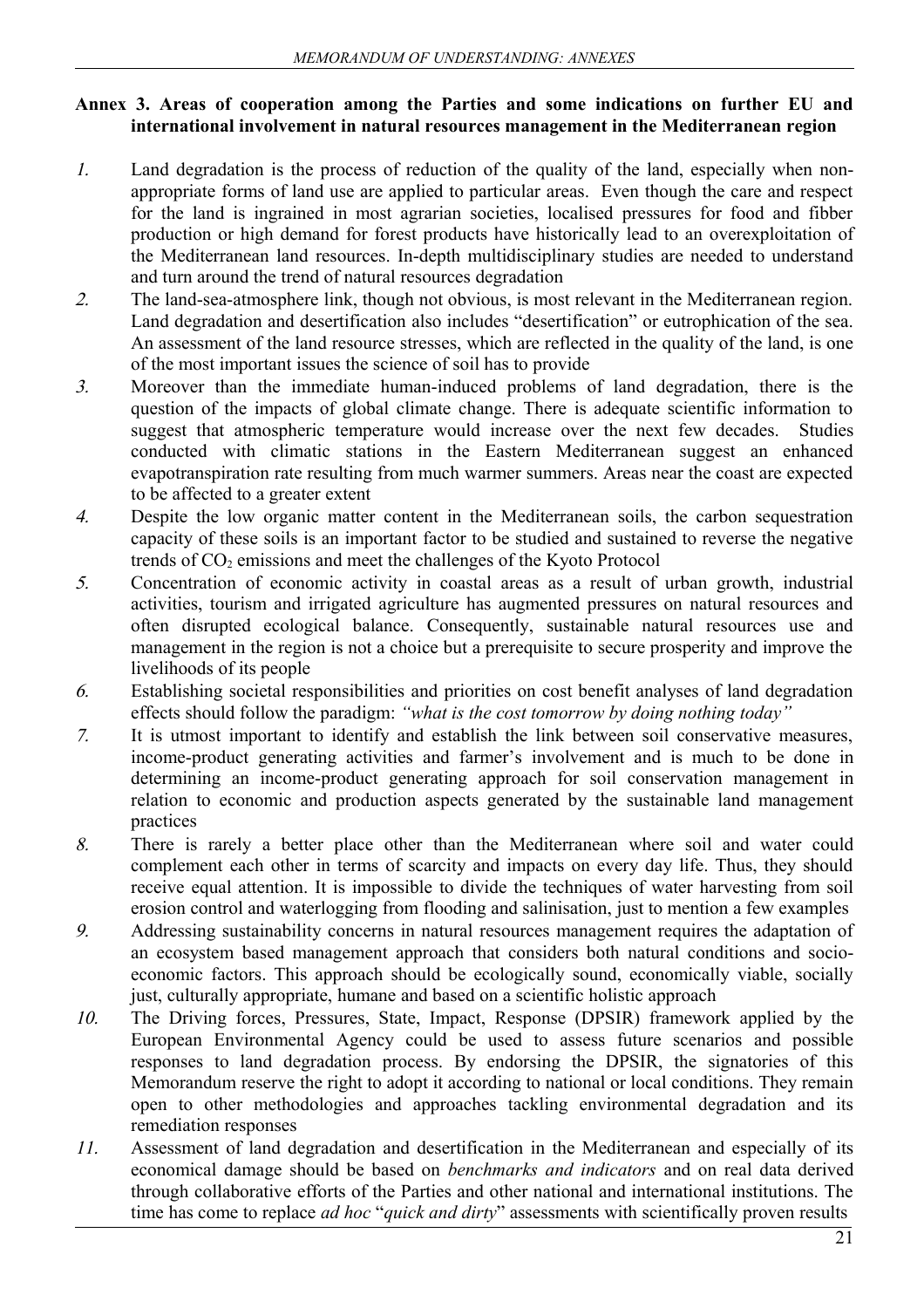### Annex 3. Areas of cooperation among the Parties and some indications on further EU and international involvement in natural resources management in the Mediterranean region

*1.* Land degradation is the process of reduction of the quality of the land, especially when non-appropriate forms of land use are applied to particular areas. Even though the care and respect for the land is ingrained in most agrarian societies, localised pressures for food and fibber production or high demand for forest products have historically lead to an overexploitation of the Mediterranean land resources. In-depth multidisciplinary studies are needed to understand and turn around the trend of natural resources degradation

*2.* The land-sea-atmosphere link, though not obvious, is most relevant in the Mediterranean region. Land degradation and desertification also includes "desertification" or eutrophication of the sea. An assessment of the land resource stresses, which are reflected in the quality of the land, is one of the most important issues the science of soil has to provide

*3.* Moreover than the immediate human-induced problems of land degradation, there is the question of the impacts of global climate change. There is adequate scientific information to suggest that atmospheric temperature would increase over the next few decades. Studies conducted with climatic stations in the Eastern Mediterranean suggest an enhanced evapotranspiration rate resulting from much warmer summers. Areas near the coast are expected to be affected to a greater extent

*4.* Despite the low organic matter content in the Mediterranean soils, the carbon sequestration capacity of these soils is an important factor to be studied and sustained to reverse the negative trends of $CO_2$ emissions and meet the challenges of the Kyoto Protocol

*5.* Concentration of economic activity in coastal areas as a result of urban growth, industrial activities, tourism and irrigated agriculture has augmented pressures on natural resources and often disrupted ecological balance. Consequently, sustainable natural resources use and management in the region is not a choice but a prerequisite to secure prosperity and improve the livelihoods of its people

*6.* Establishing societal responsibilities and priorities on cost benefit analyses of land degradation effects should follow the paradigm: *"what is the cost tomorrow by doing nothing today"*

*7.* It is utmost important to identify and establish the link between soil conservative measures, income-product generating activities and farmer's involvement and is much to be done in determining an income-product generating approach for soil conservation management in relation to economic and production aspects generated by the sustainable land management practices

*8.* There is rarely a better place other than the Mediterranean where soil and water could complement each other in terms of scarcity and impacts on every day life. Thus, they should receive equal attention. It is impossible to divide the techniques of water harvesting from soil erosion control and waterlogging from flooding and salinisation, just to mention a few examples

*9.* Addressing sustainability concerns in natural resources management requires the adaptation of an ecosystem based management approach that considers both natural conditions and socio-economic factors. This approach should be ecologically sound, economically viable, socially just, culturally appropriate, humane and based on a scientific holistic approach

*10.* The Driving forces, Pressures, State, Impact, Response (DPSIR) framework applied by the European Environmental Agency could be used to assess future scenarios and possible responses to land degradation process. By endorsing the DPSIR, the signatories of this Memorandum reserve the right to adopt it according to national or local conditions. They remain open to other methodologies and approaches tackling environmental degradation and its remediation responses

*11.* Assessment of land degradation and desertification in the Mediterranean and especially of its economical damage should be based on *benchmarks and indicators* and on real data derived through collaborative efforts of the Parties and other national and international institutions. The time has come to replace *ad hoc* "*quick and dirty*" assessments with scientifically proven results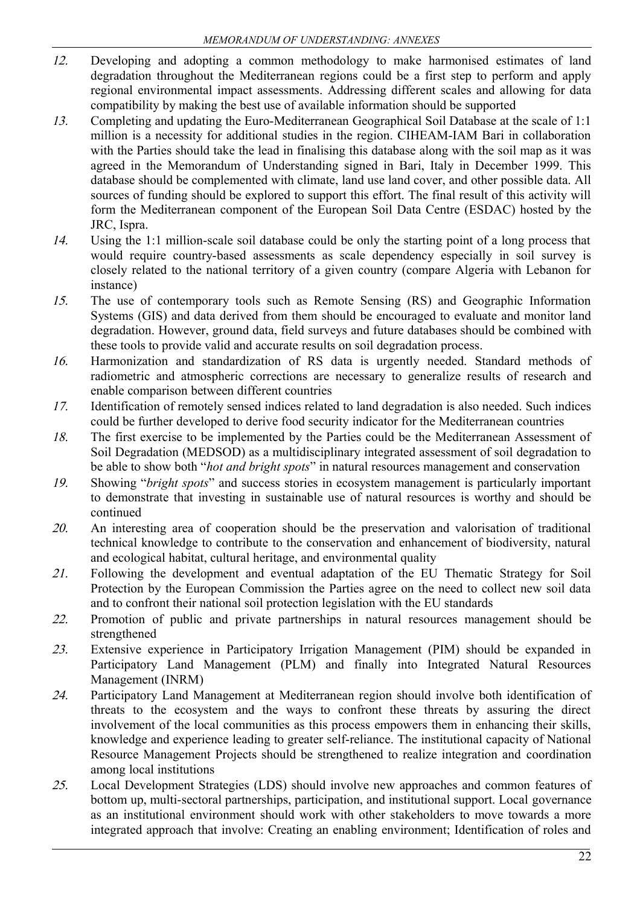12. Developing and adopting a common methodology to make harmonised estimates of land degradation throughout the Mediterranean regions could be a first step to perform and apply regional environmental impact assessments. Addressing different scales and allowing for data compatibility by making the best use of available information should be supported
13. Completing and updating the Euro-Mediterranean Geographical Soil Database at the scale of 1:1 million is a necessity for additional studies in the region. CIHEAM-IAM Bari in collaboration with the Parties should take the lead in finalising this database along with the soil map as it was agreed in the Memorandum of Understanding signed in Bari, Italy in December 1999. This database should be complemented with climate, land use land cover, and other possible data. All sources of funding should be explored to support this effort. The final result of this activity will form the Mediterranean component of the European Soil Data Centre (ESDAC) hosted by the JRC, Ispra.
14. Using the 1:1 million-scale soil database could be only the starting point of a long process that would require country-based assessments as scale dependency especially in soil survey is closely related to the national territory of a given country (compare Algeria with Lebanon for instance)
15. The use of contemporary tools such as Remote Sensing (RS) and Geographic Information Systems (GIS) and data derived from them should be encouraged to evaluate and monitor land degradation. However, ground data, field surveys and future databases should be combined with these tools to provide valid and accurate results on soil degradation process.
16. Harmonization and standardization of RS data is urgently needed. Standard methods of radiometric and atmospheric corrections are necessary to generalize results of research and enable comparison between different countries
17. Identification of remotely sensed indices related to land degradation is also needed. Such indices could be further developed to derive food security indicator for the Mediterranean countries
18. The first exercise to be implemented by the Parties could be the Mediterranean Assessment of Soil Degradation (MEDSOD) as a multidisciplinary integrated assessment of soil degradation to be able to show both "*hot and bright spots*" in natural resources management and conservation
19. Showing "*bright spots*" and success stories in ecosystem management is particularly important to demonstrate that investing in sustainable use of natural resources is worthy and should be continued
20. An interesting area of cooperation should be the preservation and valorisation of traditional technical knowledge to contribute to the conservation and enhancement of biodiversity, natural and ecological habitat, cultural heritage, and environmental quality
21. Following the development and eventual adaptation of the EU Thematic Strategy for Soil Protection by the European Commission the Parties agree on the need to collect new soil data and to confront their national soil protection legislation with the EU standards
22. Promotion of public and private partnerships in natural resources management should be strengthened
23. Extensive experience in Participatory Irrigation Management (PIM) should be expanded in Participatory Land Management (PLM) and finally into Integrated Natural Resources Management (INRM)
24. Participatory Land Management at Mediterranean region should involve both identification of threats to the ecosystem and the ways to confront these threats by assuring the direct involvement of the local communities as this process empowers them in enhancing their skills, knowledge and experience leading to greater self-reliance. The institutional capacity of National Resource Management Projects should be strengthened to realize integration and coordination among local institutions
25. Local Development Strategies (LDS) should involve new approaches and common features of bottom up, multi-sectoral partnerships, participation, and institutional support. Local governance as an institutional environment should work with other stakeholders to move towards a more integrated approach that involve: Creating an enabling environment; Identification of roles and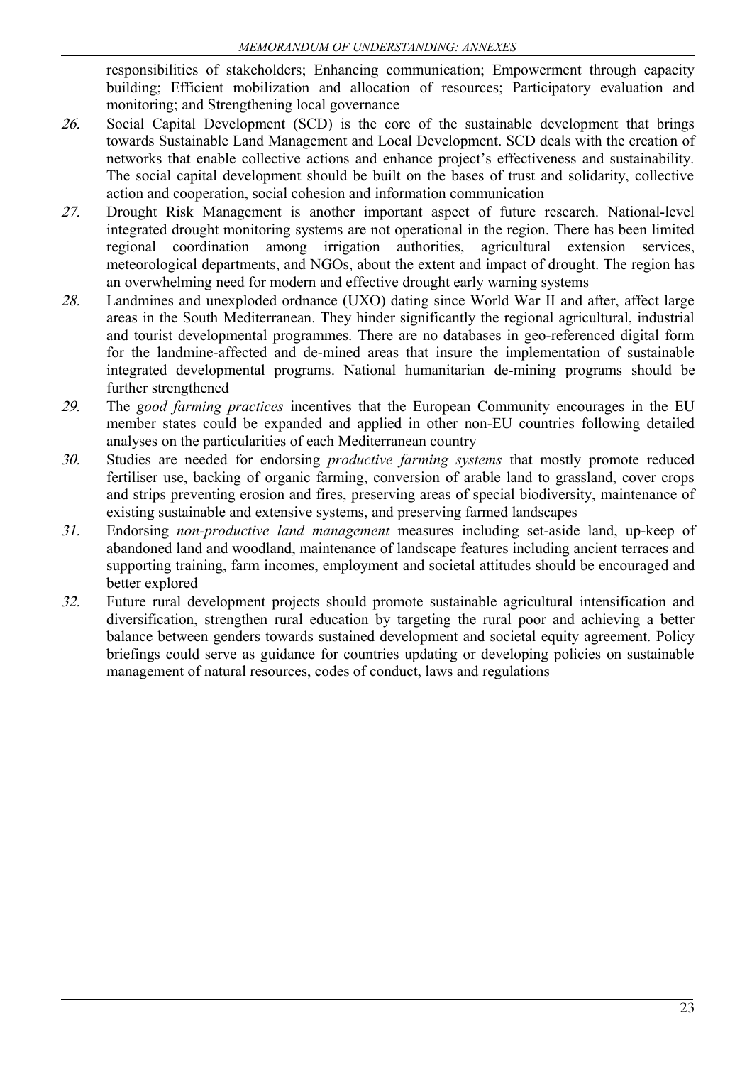responsibilities of stakeholders; Enhancing communication; Empowerment through capacity building; Efficient mobilization and allocation of resources; Participatory evaluation and monitoring; and Strengthening local governance

26. Social Capital Development (SCD) is the core of the sustainable development that brings towards Sustainable Land Management and Local Development. SCD deals with the creation of networks that enable collective actions and enhance project's effectiveness and sustainability. The social capital development should be built on the bases of trust and solidarity, collective action and cooperation, social cohesion and information communication

27. Drought Risk Management is another important aspect of future research. National-level integrated drought monitoring systems are not operational in the region. There has been limited regional coordination among irrigation authorities, agricultural extension services, meteorological departments, and NGOs, about the extent and impact of drought. The region has an overwhelming need for modern and effective drought early warning systems

28. Landmines and unexploded ordnance (UXO) dating since World War II and after, affect large areas in the South Mediterranean. They hinder significantly the regional agricultural, industrial and tourist developmental programmes. There are no databases in geo-referenced digital form for the landmine-affected and de-mined areas that insure the implementation of sustainable integrated developmental programs. National humanitarian de-mining programs should be further strengthened

29. The *good farming practices* incentives that the European Community encourages in the EU member states could be expanded and applied in other non-EU countries following detailed analyses on the particularities of each Mediterranean country

30. Studies are needed for endorsing *productive farming systems* that mostly promote reduced fertiliser use, backing of organic farming, conversion of arable land to grassland, cover crops and strips preventing erosion and fires, preserving areas of special biodiversity, maintenance of existing sustainable and extensive systems, and preserving farmed landscapes

31. Endorsing *non-productive land management* measures including set-aside land, up-keep of abandoned land and woodland, maintenance of landscape features including ancient terraces and supporting training, farm incomes, employment and societal attitudes should be encouraged and better explored

32. Future rural development projects should promote sustainable agricultural intensification and diversification, strengthen rural education by targeting the rural poor and achieving a better balance between genders towards sustained development and societal equity agreement. Policy briefings could serve as guidance for countries updating or developing policies on sustainable management of natural resources, codes of conduct, laws and regulations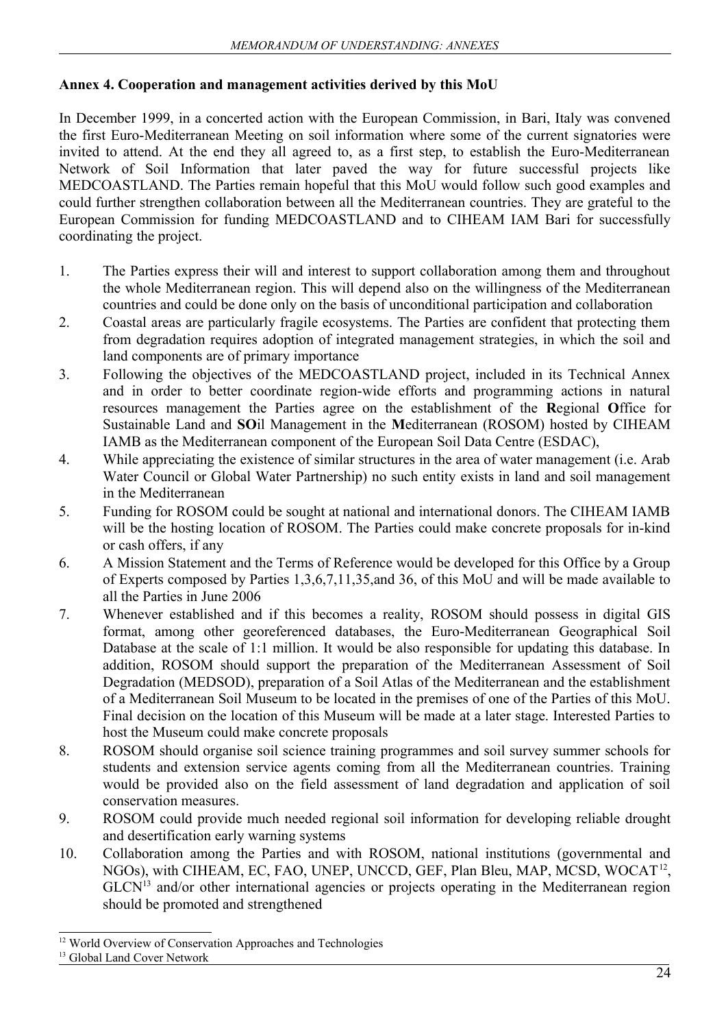### Annex 4. Cooperation and management activities derived by this MoU

In December 1999, in a concerted action with the European Commission, in Bari, Italy was convened the first Euro-Mediterranean Meeting on soil information where some of the current signatories were invited to attend. At the end they all agreed to, as a first step, to establish the Euro-Mediterranean Network of Soil Information that later paved the way for future successful projects like MEDCOASTLAND. The Parties remain hopeful that this MoU would follow such good examples and could further strengthen collaboration between all the Mediterranean countries. They are grateful to the European Commission for funding MEDCOASTLAND and to CIHEAM IAM Bari for successfully coordinating the project.

1. The Parties express their will and interest to support collaboration among them and throughout the whole Mediterranean region. This will depend also on the willingness of the Mediterranean countries and could be done only on the basis of unconditional participation and collaboration
2. Coastal areas are particularly fragile ecosystems. The Parties are confident that protecting them from degradation requires adoption of integrated management strategies, in which the soil and land components are of primary importance
3. Following the objectives of the MEDCOASTLAND project, included in its Technical Annex and in order to better coordinate region-wide efforts and programming actions in natural resources management the Parties agree on the establishment of the **R**egional **O**ffice for Sustainable Land and **SO**il Management in the **M**editerranean (ROSOM) hosted by CIHEAM IAMB as the Mediterranean component of the European Soil Data Centre (ESDAC),
4. While appreciating the existence of similar structures in the area of water management (i.e. Arab Water Council or Global Water Partnership) no such entity exists in land and soil management in the Mediterranean
5. Funding for ROSOM could be sought at national and international donors. The CIHEAM IAMB will be the hosting location of ROSOM. The Parties could make concrete proposals for in-kind or cash offers, if any
6. A Mission Statement and the Terms of Reference would be developed for this Office by a Group of Experts composed by Parties 1,3,6,7,11,35,and 36, of this MoU and will be made available to all the Parties in June 2006
7. Whenever established and if this becomes a reality, ROSOM should possess in digital GIS format, among other georeferenced databases, the Euro-Mediterranean Geographical Soil Database at the scale of 1:1 million. It would be also responsible for updating this database. In addition, ROSOM should support the preparation of the Mediterranean Assessment of Soil Degradation (MEDSOD), preparation of a Soil Atlas of the Mediterranean and the establishment of a Mediterranean Soil Museum to be located in the premises of one of the Parties of this MoU. Final decision on the location of this Museum will be made at a later stage. Interested Parties to host the Museum could make concrete proposals
8. ROSOM should organise soil science training programmes and soil survey summer schools for students and extension service agents coming from all the Mediterranean countries. Training would be provided also on the field assessment of land degradation and application of soil conservation measures.
9. ROSOM could provide much needed regional soil information for developing reliable drought and desertification early warning systems
10. Collaboration among the Parties and with ROSOM, national institutions (governmental and NGOs), with CIHEAM, EC, FAO, UNEP, UNCCD, GEF, Plan Bleu, MAP, MCSD, WOCAT[12], GLCN[13] and/or other international agencies or projects operating in the Mediterranean region should be promoted and strengthened

---

[12] World Overview of Conservation Approaches and Technologies

[13] Global Land Cover Network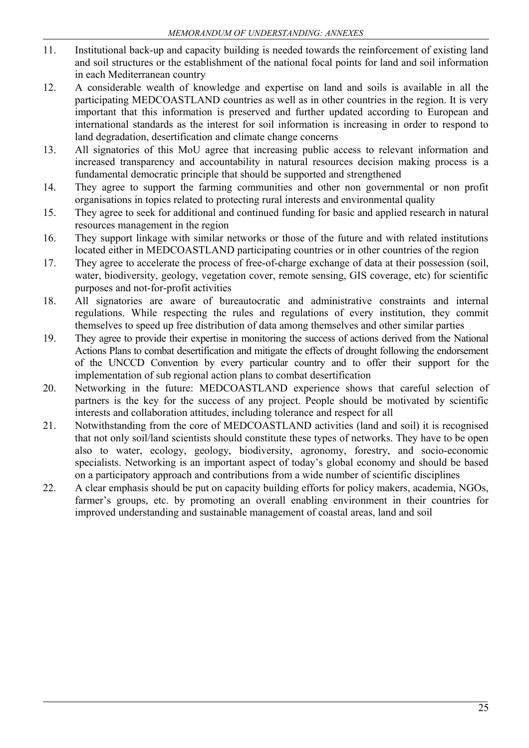11. Institutional back-up and capacity building is needed towards the reinforcement of existing land and soil structures or the establishment of the national focal points for land and soil information in each Mediterranean country
12. A considerable wealth of knowledge and expertise on land and soils is available in all the participating MEDCOASTLAND countries as well as in other countries in the region. It is very important that this information is preserved and further updated according to European and international standards as the interest for soil information is increasing in order to respond to land degradation, desertification and climate change concerns
13. All signatories of this MoU agree that increasing public access to relevant information and increased transparency and accountability in natural resources decision making process is a fundamental democratic principle that should be supported and strengthened
14. They agree to support the farming communities and other non governmental or non profit organisations in topics related to protecting rural interests and environmental quality
15. They agree to seek for additional and continued funding for basic and applied research in natural resources management in the region
16. They support linkage with similar networks or those of the future and with related institutions located either in MEDCOASTLAND participating countries or in other countries of the region
17. They agree to accelerate the process of free-of-charge exchange of data at their possession (soil, water, biodiversity, geology, vegetation cover, remote sensing, GIS coverage, etc) for scientific purposes and not-for-profit activities
18. All signatories are aware of bureautocratic and administrative constraints and internal regulations. While respecting the rules and regulations of every institution, they commit themselves to speed up free distribution of data among themselves and other similar parties
19. They agree to provide their expertise in monitoring the success of actions derived from the National Actions Plans to combat desertification and mitigate the effects of drought following the endorsement of the UNCCD Convention by every particular country and to offer their support for the implementation of sub regional action plans to combat desertification
20. Networking in the future: MEDCOASTLAND experience shows that careful selection of partners is the key for the success of any project. People should be motivated by scientific interests and collaboration attitudes, including tolerance and respect for all
21. Notwithstanding from the core of MEDCOASTLAND activities (land and soil) it is recognised that not only soil/land scientists should constitute these types of networks. They have to be open also to water, ecology, geology, biodiversity, agronomy, forestry, and socio-economic specialists. Networking is an important aspect of today's global economy and should be based on a participatory approach and contributions from a wide number of scientific disciplines
22. A clear emphasis should be put on capacity building efforts for policy makers, academia, NGOs, farmer's groups, etc. by promoting an overall enabling environment in their countries for improved understanding and sustainable management of coastal areas, land and soil